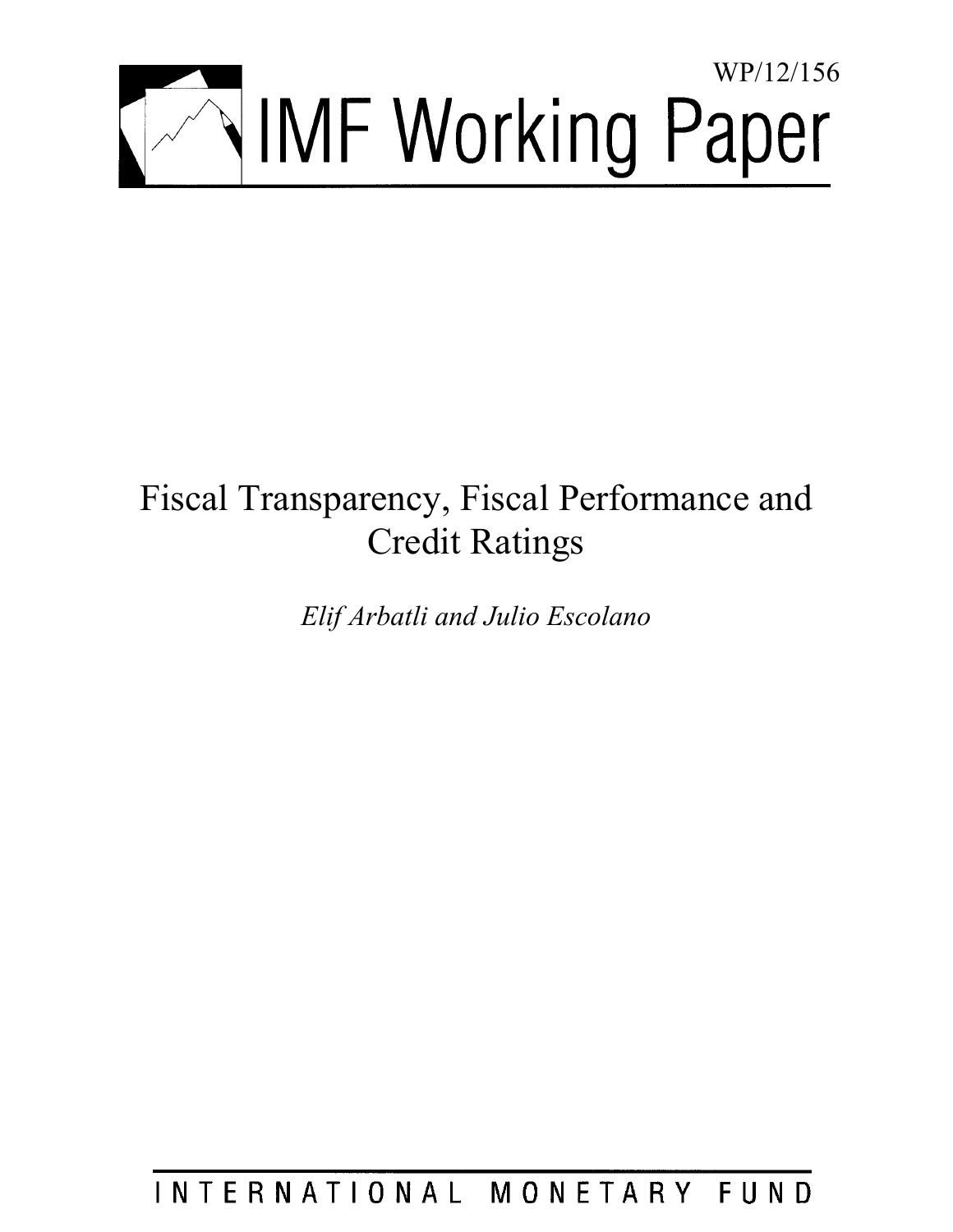WP/12/156

# IMF Working Paper

# Fiscal Transparency, Fiscal Performance and Credit Ratings

*Elif Arbatli and Julio Escolano*

INTERNATIONAL MONETARY FUND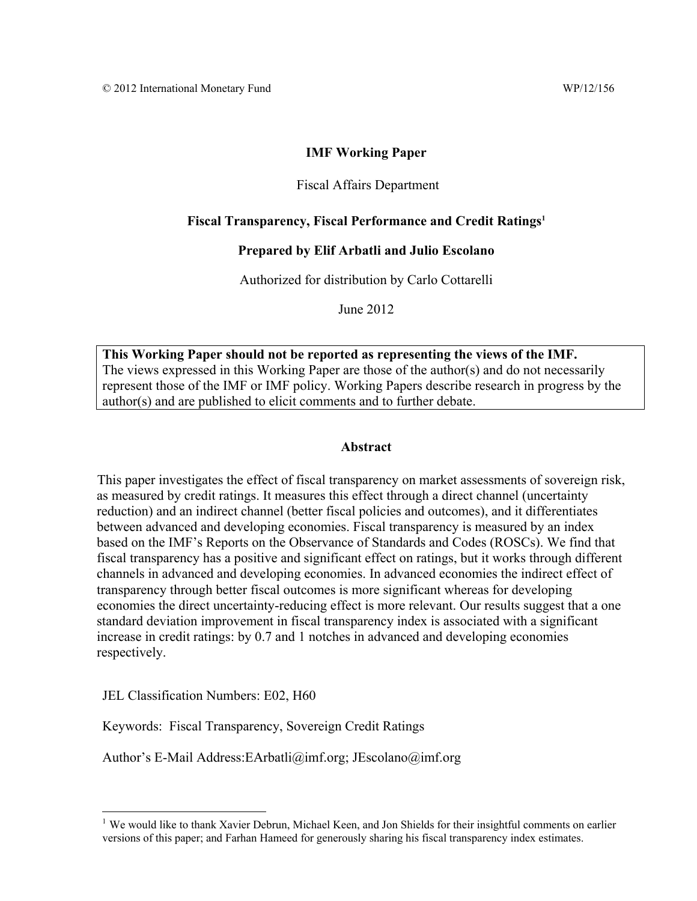© 2012 International Monetary Fund WP/12/156

**IMF Working Paper**

Fiscal Affairs Department

**Fiscal Transparency, Fiscal Performance and Credit Ratings**[1]

**Prepared by Elif Arbatli and Julio Escolano**

Authorized for distribution by Carlo Cottarelli

June 2012

> **This Working Paper should not be reported as representing the views of the IMF.**
> The views expressed in this Working Paper are those of the author(s) and do not necessarily represent those of the IMF or IMF policy. Working Papers describe research in progress by the author(s) and are published to elicit comments and to further debate.

**Abstract**

This paper investigates the effect of fiscal transparency on market assessments of sovereign risk, as measured by credit ratings. It measures this effect through a direct channel (uncertainty reduction) and an indirect channel (better fiscal policies and outcomes), and it differentiates between advanced and developing economies. Fiscal transparency is measured by an index based on the IMF's Reports on the Observance of Standards and Codes (ROSCs). We find that fiscal transparency has a positive and significant effect on ratings, but it works through different channels in advanced and developing economies. In advanced economies the indirect effect of transparency through better fiscal outcomes is more significant whereas for developing economies the direct uncertainty-reducing effect is more relevant. Our results suggest that a one standard deviation improvement in fiscal transparency index is associated with a significant increase in credit ratings: by 0.7 and 1 notches in advanced and developing economies respectively.

JEL Classification Numbers: E02, H60

Keywords: Fiscal Transparency, Sovereign Credit Ratings

Author's E-Mail Address:EArbatli@imf.org; JEscolano@imf.org

---

[1] We would like to thank Xavier Debrun, Michael Keen, and Jon Shields for their insightful comments on earlier versions of this paper; and Farhan Hameed for generously sharing his fiscal transparency index estimates.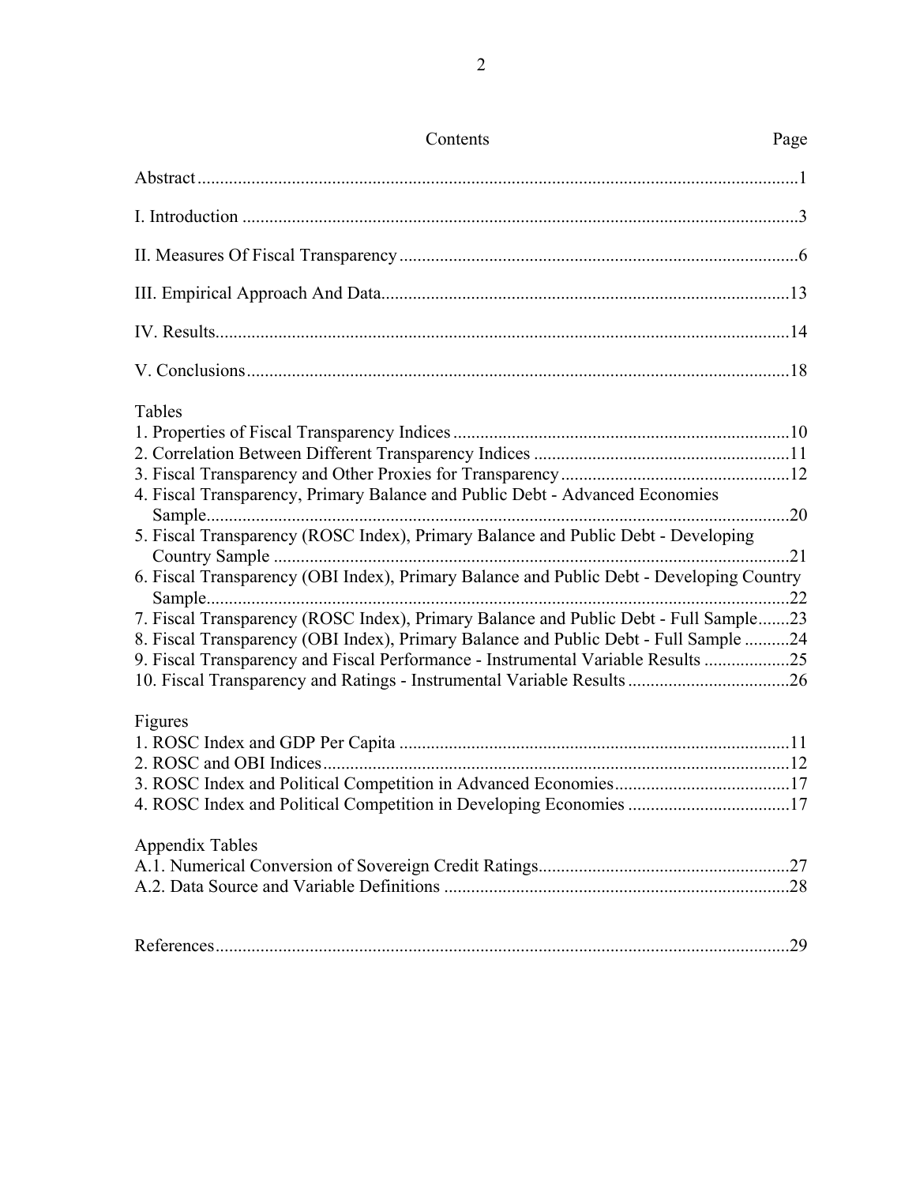Contents Page

Abstract .....................................................................................................................................1

I. Introduction ............................................................................................................................3

II. Measures Of Fiscal Transparency ........................................................................................6

III. Empirical Approach And Data...........................................................................................13

IV. Results................................................................................................................................14

V. Conclusions.........................................................................................................................18

Tables

1. Properties of Fiscal Transparency Indices ...........................................................................10
2. Correlation Between Different Transparency Indices .........................................................11
3. Fiscal Transparency and Other Proxies for Transparency ...................................................12
4. Fiscal Transparency, Primary Balance and Public Debt - Advanced Economies Sample....................................................................................................................................20
5. Fiscal Transparency (ROSC Index), Primary Balance and Public Debt - Developing Country Sample ...................................................................................................................21
6. Fiscal Transparency (OBI Index), Primary Balance and Public Debt - Developing Country Sample....................................................................................................................................22
7. Fiscal Transparency (ROSC Index), Primary Balance and Public Debt - Full Sample........23
8. Fiscal Transparency (OBI Index), Primary Balance and Public Debt - Full Sample ..........24
9. Fiscal Transparency and Fiscal Performance - Instrumental Variable Results ...................25
10. Fiscal Transparency and Ratings - Instrumental Variable Results ....................................26

Figures

1. ROSC Index and GDP Per Capita .......................................................................................11
2. ROSC and OBI Indices........................................................................................................12
3. ROSC Index and Political Competition in Advanced Economies.......................................17
4. ROSC Index and Political Competition in Developing Economies ....................................17

Appendix Tables

A.1. Numerical Conversion of Sovereign Credit Ratings........................................................27
A.2. Data Source and Variable Definitions .............................................................................28

References................................................................................................................................29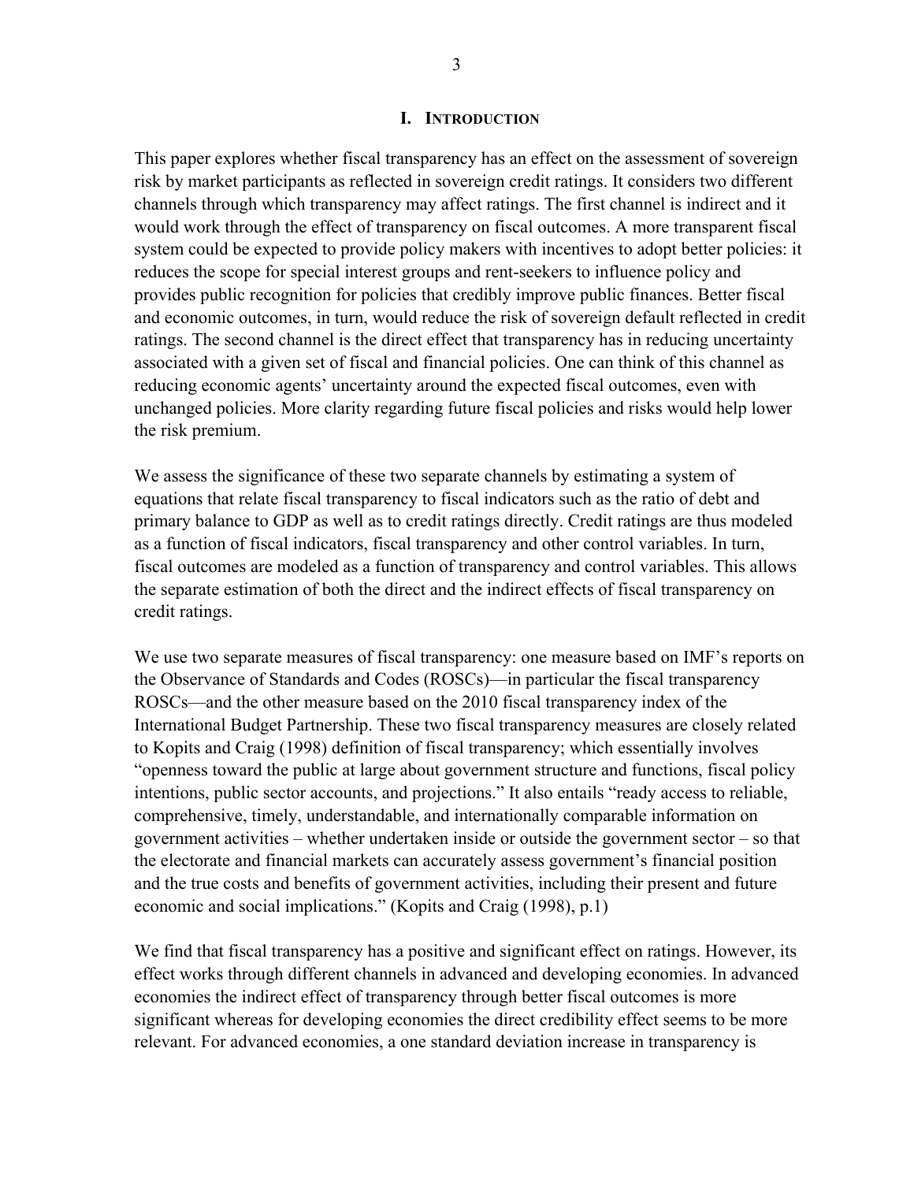# I. INTRODUCTION

This paper explores whether fiscal transparency has an effect on the assessment of sovereign risk by market participants as reflected in sovereign credit ratings. It considers two different channels through which transparency may affect ratings. The first channel is indirect and it would work through the effect of transparency on fiscal outcomes. A more transparent fiscal system could be expected to provide policy makers with incentives to adopt better policies: it reduces the scope for special interest groups and rent-seekers to influence policy and provides public recognition for policies that credibly improve public finances. Better fiscal and economic outcomes, in turn, would reduce the risk of sovereign default reflected in credit ratings. The second channel is the direct effect that transparency has in reducing uncertainty associated with a given set of fiscal and financial policies. One can think of this channel as reducing economic agents' uncertainty around the expected fiscal outcomes, even with unchanged policies. More clarity regarding future fiscal policies and risks would help lower the risk premium.

We assess the significance of these two separate channels by estimating a system of equations that relate fiscal transparency to fiscal indicators such as the ratio of debt and primary balance to GDP as well as to credit ratings directly. Credit ratings are thus modeled as a function of fiscal indicators, fiscal transparency and other control variables. In turn, fiscal outcomes are modeled as a function of transparency and control variables. This allows the separate estimation of both the direct and the indirect effects of fiscal transparency on credit ratings.

We use two separate measures of fiscal transparency: one measure based on IMF's reports on the Observance of Standards and Codes (ROSCs)—in particular the fiscal transparency ROSCs—and the other measure based on the 2010 fiscal transparency index of the International Budget Partnership. These two fiscal transparency measures are closely related to Kopits and Craig (1998) definition of fiscal transparency; which essentially involves "openness toward the public at large about government structure and functions, fiscal policy intentions, public sector accounts, and projections." It also entails "ready access to reliable, comprehensive, timely, understandable, and internationally comparable information on government activities – whether undertaken inside or outside the government sector – so that the electorate and financial markets can accurately assess government's financial position and the true costs and benefits of government activities, including their present and future economic and social implications." (Kopits and Craig (1998), p.1)

We find that fiscal transparency has a positive and significant effect on ratings. However, its effect works through different channels in advanced and developing economies. In advanced economies the indirect effect of transparency through better fiscal outcomes is more significant whereas for developing economies the direct credibility effect seems to be more relevant. For advanced economies, a one standard deviation increase in transparency is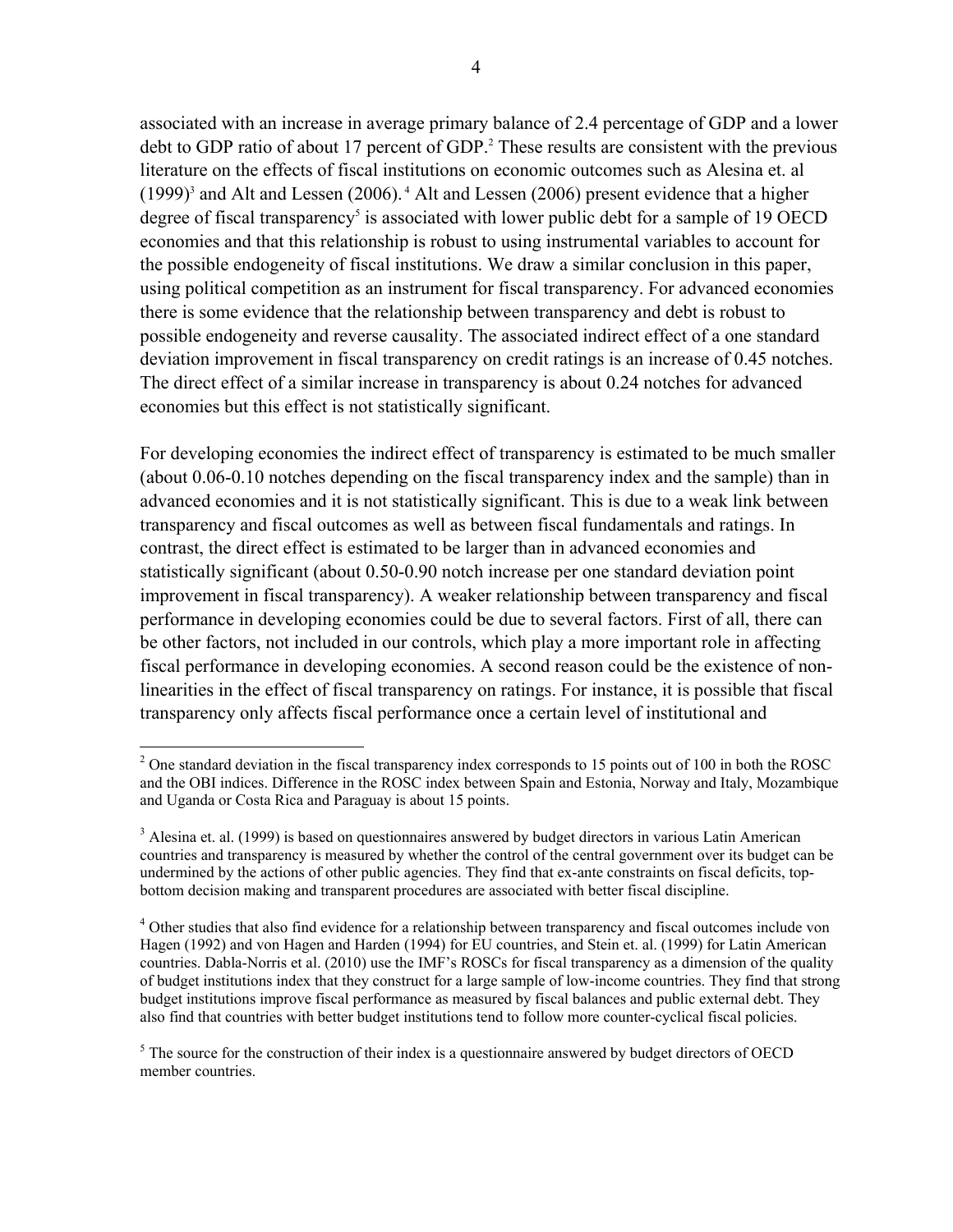associated with an increase in average primary balance of 2.4 percentage of GDP and a lower debt to GDP ratio of about 17 percent of GDP.[2] These results are consistent with the previous literature on the effects of fiscal institutions on economic outcomes such as Alesina et. al (1999)[3] and Alt and Lessen (2006).[4] Alt and Lessen (2006) present evidence that a higher degree of fiscal transparency[5] is associated with lower public debt for a sample of 19 OECD economies and that this relationship is robust to using instrumental variables to account for the possible endogeneity of fiscal institutions. We draw a similar conclusion in this paper, using political competition as an instrument for fiscal transparency. For advanced economies there is some evidence that the relationship between transparency and debt is robust to possible endogeneity and reverse causality. The associated indirect effect of a one standard deviation improvement in fiscal transparency on credit ratings is an increase of 0.45 notches. The direct effect of a similar increase in transparency is about 0.24 notches for advanced economies but this effect is not statistically significant.

For developing economies the indirect effect of transparency is estimated to be much smaller (about 0.06-0.10 notches depending on the fiscal transparency index and the sample) than in advanced economies and it is not statistically significant. This is due to a weak link between transparency and fiscal outcomes as well as between fiscal fundamentals and ratings. In contrast, the direct effect is estimated to be larger than in advanced economies and statistically significant (about 0.50-0.90 notch increase per one standard deviation point improvement in fiscal transparency). A weaker relationship between transparency and fiscal performance in developing economies could be due to several factors. First of all, there can be other factors, not included in our controls, which play a more important role in affecting fiscal performance in developing economies. A second reason could be the existence of non-linearities in the effect of fiscal transparency on ratings. For instance, it is possible that fiscal transparency only affects fiscal performance once a certain level of institutional and

---

[2] One standard deviation in the fiscal transparency index corresponds to 15 points out of 100 in both the ROSC and the OBI indices. Difference in the ROSC index between Spain and Estonia, Norway and Italy, Mozambique and Uganda or Costa Rica and Paraguay is about 15 points.

[3] Alesina et. al. (1999) is based on questionnaires answered by budget directors in various Latin American countries and transparency is measured by whether the control of the central government over its budget can be undermined by the actions of other public agencies. They find that ex-ante constraints on fiscal deficits, top-bottom decision making and transparent procedures are associated with better fiscal discipline.

[4] Other studies that also find evidence for a relationship between transparency and fiscal outcomes include von Hagen (1992) and von Hagen and Harden (1994) for EU countries, and Stein et. al. (1999) for Latin American countries. Dabla-Norris et al. (2010) use the IMF's ROSCs for fiscal transparency as a dimension of the quality of budget institutions index that they construct for a large sample of low-income countries. They find that strong budget institutions improve fiscal performance as measured by fiscal balances and public external debt. They also find that countries with better budget institutions tend to follow more counter-cyclical fiscal policies.

[5] The source for the construction of their index is a questionnaire answered by budget directors of OECD member countries.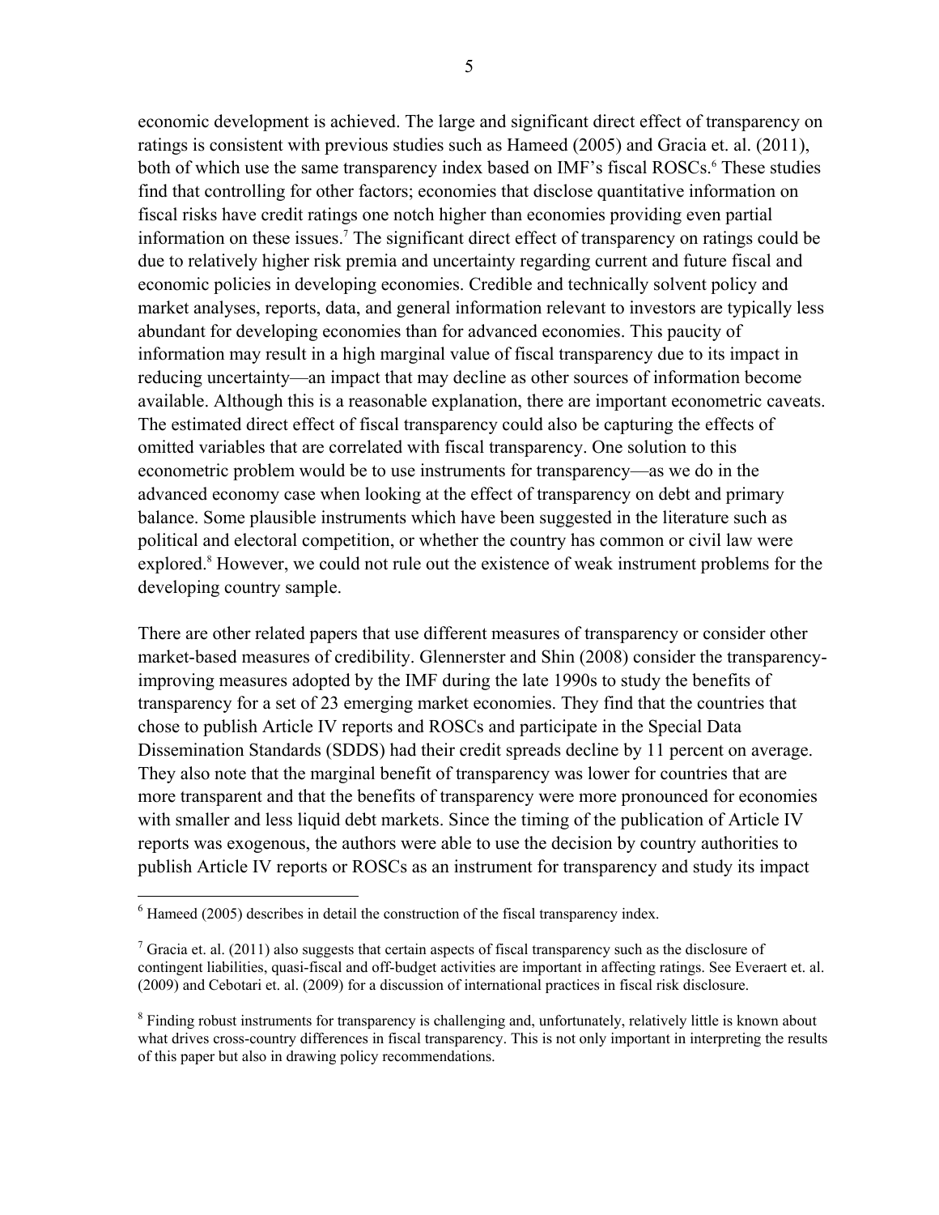economic development is achieved. The large and significant direct effect of transparency on ratings is consistent with previous studies such as Hameed (2005) and Gracia et. al. (2011), both of which use the same transparency index based on IMF's fiscal ROSCs.[6] These studies find that controlling for other factors; economies that disclose quantitative information on fiscal risks have credit ratings one notch higher than economies providing even partial information on these issues.[7] The significant direct effect of transparency on ratings could be due to relatively higher risk premia and uncertainty regarding current and future fiscal and economic policies in developing economies. Credible and technically solvent policy and market analyses, reports, data, and general information relevant to investors are typically less abundant for developing economies than for advanced economies. This paucity of information may result in a high marginal value of fiscal transparency due to its impact in reducing uncertainty—an impact that may decline as other sources of information become available. Although this is a reasonable explanation, there are important econometric caveats. The estimated direct effect of fiscal transparency could also be capturing the effects of omitted variables that are correlated with fiscal transparency. One solution to this econometric problem would be to use instruments for transparency—as we do in the advanced economy case when looking at the effect of transparency on debt and primary balance. Some plausible instruments which have been suggested in the literature such as political and electoral competition, or whether the country has common or civil law were explored.[8] However, we could not rule out the existence of weak instrument problems for the developing country sample.

There are other related papers that use different measures of transparency or consider other market-based measures of credibility. Glennerster and Shin (2008) consider the transparency-improving measures adopted by the IMF during the late 1990s to study the benefits of transparency for a set of 23 emerging market economies. They find that the countries that chose to publish Article IV reports and ROSCs and participate in the Special Data Dissemination Standards (SDDS) had their credit spreads decline by 11 percent on average. They also note that the marginal benefit of transparency was lower for countries that are more transparent and that the benefits of transparency were more pronounced for economies with smaller and less liquid debt markets. Since the timing of the publication of Article IV reports was exogenous, the authors were able to use the decision by country authorities to publish Article IV reports or ROSCs as an instrument for transparency and study its impact

[6] Hameed (2005) describes in detail the construction of the fiscal transparency index.

[7] Gracia et. al. (2011) also suggests that certain aspects of fiscal transparency such as the disclosure of contingent liabilities, quasi-fiscal and off-budget activities are important in affecting ratings. See Everaert et. al. (2009) and Cebotari et. al. (2009) for a discussion of international practices in fiscal risk disclosure.

[8] Finding robust instruments for transparency is challenging and, unfortunately, relatively little is known about what drives cross-country differences in fiscal transparency. This is not only important in interpreting the results of this paper but also in drawing policy recommendations.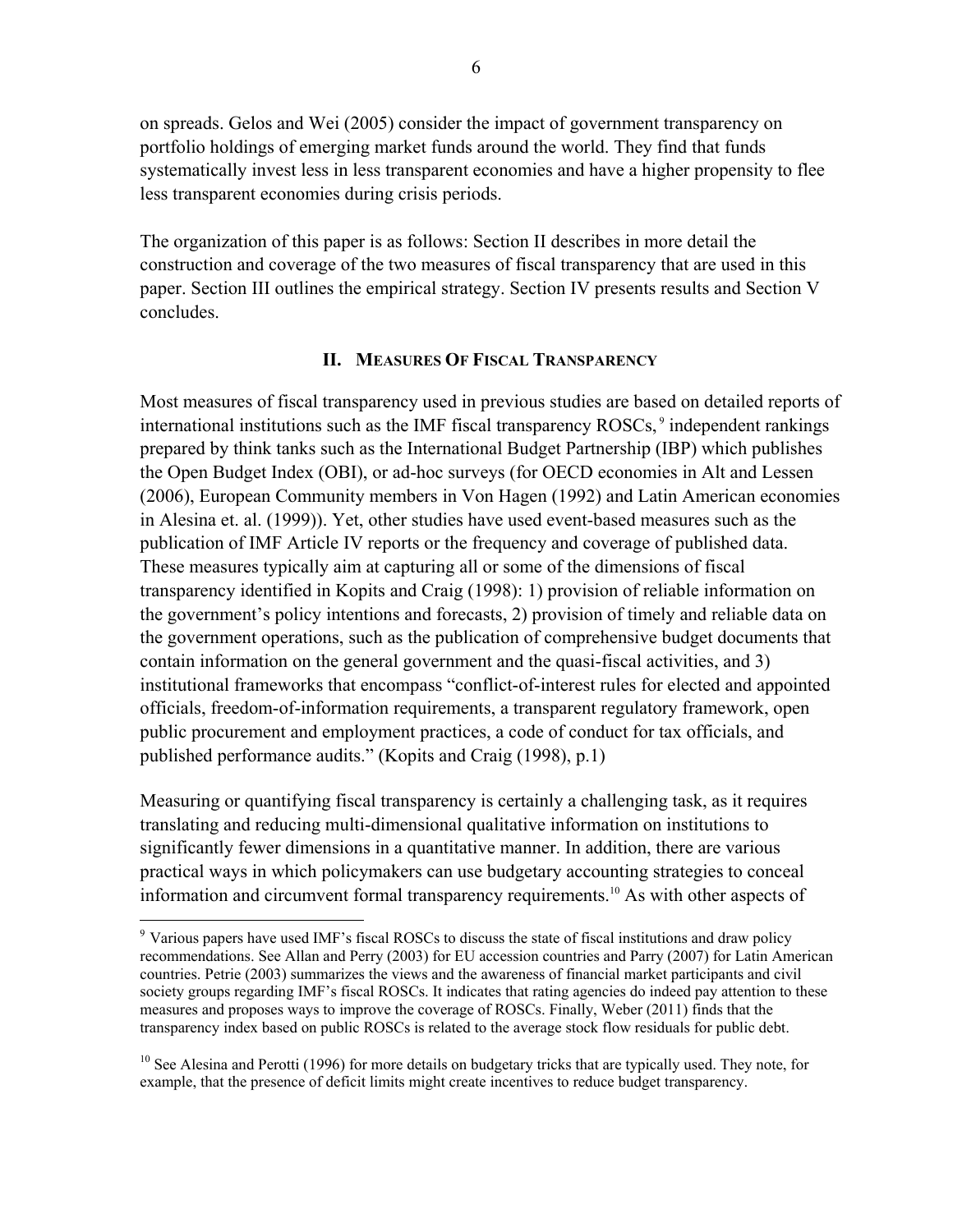on spreads. Gelos and Wei (2005) consider the impact of government transparency on portfolio holdings of emerging market funds around the world. They find that funds systematically invest less in less transparent economies and have a higher propensity to flee less transparent economies during crisis periods.

The organization of this paper is as follows: Section II describes in more detail the construction and coverage of the two measures of fiscal transparency that are used in this paper. Section III outlines the empirical strategy. Section IV presents results and Section V concludes.

## II. Measures Of Fiscal Transparency

Most measures of fiscal transparency used in previous studies are based on detailed reports of international institutions such as the IMF fiscal transparency ROSCs,[9] independent rankings prepared by think tanks such as the International Budget Partnership (IBP) which publishes the Open Budget Index (OBI), or ad-hoc surveys (for OECD economies in Alt and Lessen (2006), European Community members in Von Hagen (1992) and Latin American economies in Alesina et. al. (1999)). Yet, other studies have used event-based measures such as the publication of IMF Article IV reports or the frequency and coverage of published data. These measures typically aim at capturing all or some of the dimensions of fiscal transparency identified in Kopits and Craig (1998): 1) provision of reliable information on the government's policy intentions and forecasts, 2) provision of timely and reliable data on the government operations, such as the publication of comprehensive budget documents that contain information on the general government and the quasi-fiscal activities, and 3) institutional frameworks that encompass "conflict-of-interest rules for elected and appointed officials, freedom-of-information requirements, a transparent regulatory framework, open public procurement and employment practices, a code of conduct for tax officials, and published performance audits." (Kopits and Craig (1998), p.1)

Measuring or quantifying fiscal transparency is certainly a challenging task, as it requires translating and reducing multi-dimensional qualitative information on institutions to significantly fewer dimensions in a quantitative manner. In addition, there are various practical ways in which policymakers can use budgetary accounting strategies to conceal information and circumvent formal transparency requirements.[10] As with other aspects of

---

[9] Various papers have used IMF's fiscal ROSCs to discuss the state of fiscal institutions and draw policy recommendations. See Allan and Perry (2003) for EU accession countries and Parry (2007) for Latin American countries. Petrie (2003) summarizes the views and the awareness of financial market participants and civil society groups regarding IMF's fiscal ROSCs. It indicates that rating agencies do indeed pay attention to these measures and proposes ways to improve the coverage of ROSCs. Finally, Weber (2011) finds that the transparency index based on public ROSCs is related to the average stock flow residuals for public debt.

[10] See Alesina and Perotti (1996) for more details on budgetary tricks that are typically used. They note, for example, that the presence of deficit limits might create incentives to reduce budget transparency.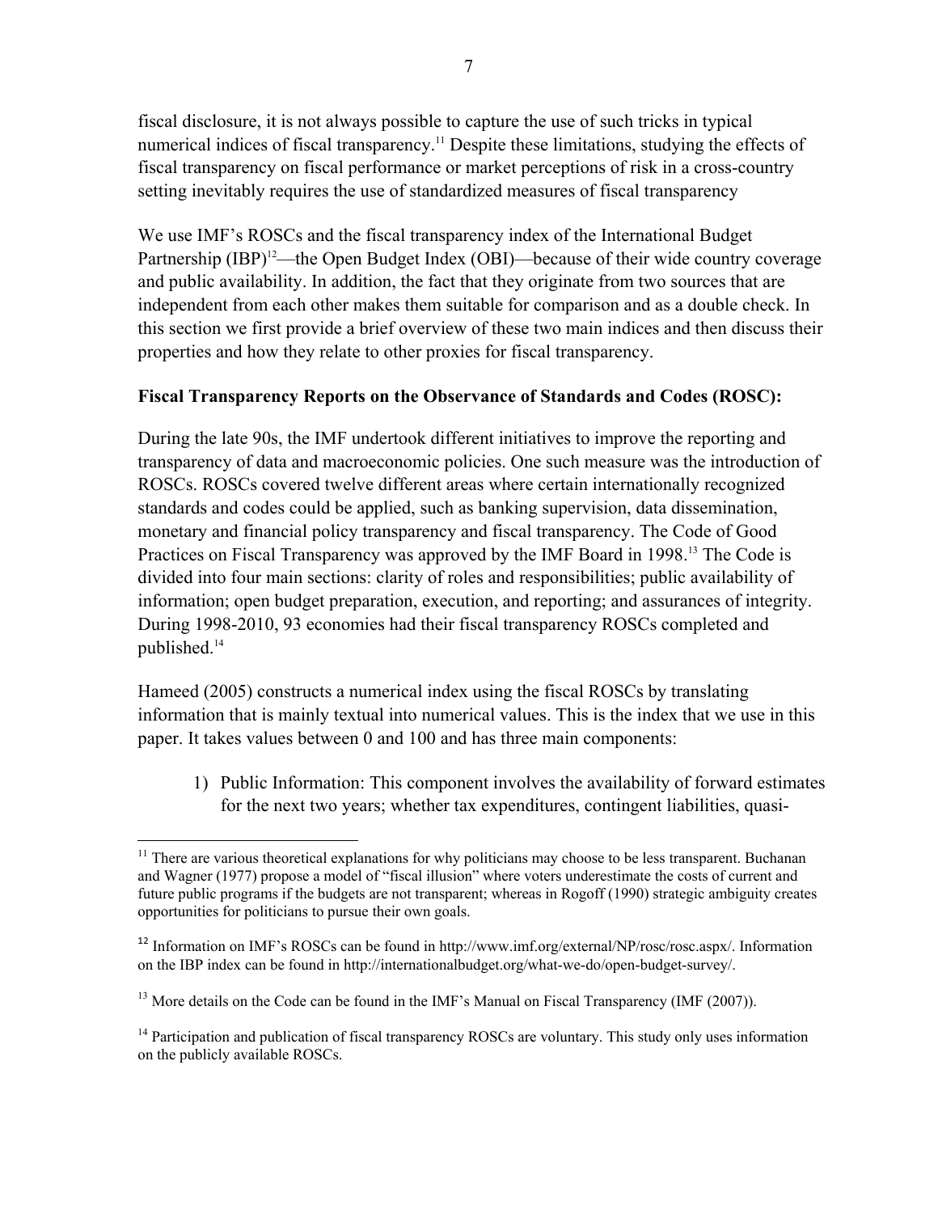fiscal disclosure, it is not always possible to capture the use of such tricks in typical numerical indices of fiscal transparency.[11] Despite these limitations, studying the effects of fiscal transparency on fiscal performance or market perceptions of risk in a cross-country setting inevitably requires the use of standardized measures of fiscal transparency

We use IMF's ROSCs and the fiscal transparency index of the International Budget Partnership (IBP)[12]—the Open Budget Index (OBI)—because of their wide country coverage and public availability. In addition, the fact that they originate from two sources that are independent from each other makes them suitable for comparison and as a double check. In this section we first provide a brief overview of these two main indices and then discuss their properties and how they relate to other proxies for fiscal transparency.

**Fiscal Transparency Reports on the Observance of Standards and Codes (ROSC):**

During the late 90s, the IMF undertook different initiatives to improve the reporting and transparency of data and macroeconomic policies. One such measure was the introduction of ROSCs. ROSCs covered twelve different areas where certain internationally recognized standards and codes could be applied, such as banking supervision, data dissemination, monetary and financial policy transparency and fiscal transparency. The Code of Good Practices on Fiscal Transparency was approved by the IMF Board in 1998.[13] The Code is divided into four main sections: clarity of roles and responsibilities; public availability of information; open budget preparation, execution, and reporting; and assurances of integrity. During 1998-2010, 93 economies had their fiscal transparency ROSCs completed and published.[14]

Hameed (2005) constructs a numerical index using the fiscal ROSCs by translating information that is mainly textual into numerical values. This is the index that we use in this paper. It takes values between 0 and 100 and has three main components:

1) Public Information: This component involves the availability of forward estimates for the next two years; whether tax expenditures, contingent liabilities, quasi-

---

[11] There are various theoretical explanations for why politicians may choose to be less transparent. Buchanan and Wagner (1977) propose a model of "fiscal illusion" where voters underestimate the costs of current and future public programs if the budgets are not transparent; whereas in Rogoff (1990) strategic ambiguity creates opportunities for politicians to pursue their own goals.

[12] Information on IMF's ROSCs can be found in http://www.imf.org/external/NP/rosc/rosc.aspx/. Information on the IBP index can be found in http://internationalbudget.org/what-we-do/open-budget-survey/.

[13] More details on the Code can be found in the IMF's Manual on Fiscal Transparency (IMF (2007)).

[14] Participation and publication of fiscal transparency ROSCs are voluntary. This study only uses information on the publicly available ROSCs.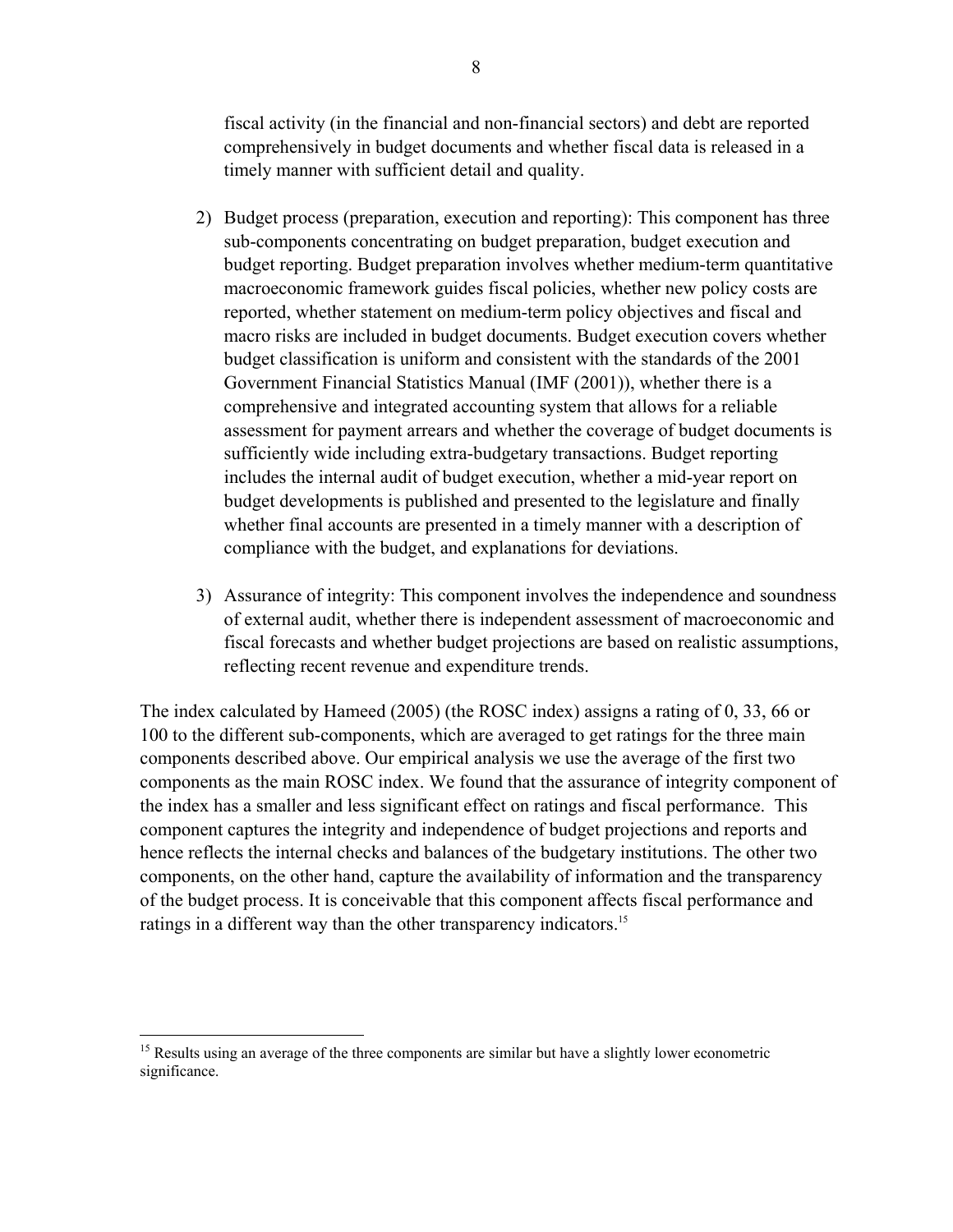fiscal activity (in the financial and non-financial sectors) and debt are reported comprehensively in budget documents and whether fiscal data is released in a timely manner with sufficient detail and quality.

2) Budget process (preparation, execution and reporting): This component has three sub-components concentrating on budget preparation, budget execution and budget reporting. Budget preparation involves whether medium-term quantitative macroeconomic framework guides fiscal policies, whether new policy costs are reported, whether statement on medium-term policy objectives and fiscal and macro risks are included in budget documents. Budget execution covers whether budget classification is uniform and consistent with the standards of the 2001 Government Financial Statistics Manual (IMF (2001)), whether there is a comprehensive and integrated accounting system that allows for a reliable assessment for payment arrears and whether the coverage of budget documents is sufficiently wide including extra-budgetary transactions. Budget reporting includes the internal audit of budget execution, whether a mid-year report on budget developments is published and presented to the legislature and finally whether final accounts are presented in a timely manner with a description of compliance with the budget, and explanations for deviations.

3) Assurance of integrity: This component involves the independence and soundness of external audit, whether there is independent assessment of macroeconomic and fiscal forecasts and whether budget projections are based on realistic assumptions, reflecting recent revenue and expenditure trends.

The index calculated by Hameed (2005) (the ROSC index) assigns a rating of 0, 33, 66 or 100 to the different sub-components, which are averaged to get ratings for the three main components described above. Our empirical analysis we use the average of the first two components as the main ROSC index. We found that the assurance of integrity component of the index has a smaller and less significant effect on ratings and fiscal performance. This component captures the integrity and independence of budget projections and reports and hence reflects the internal checks and balances of the budgetary institutions. The other two components, on the other hand, capture the availability of information and the transparency of the budget process. It is conceivable that this component affects fiscal performance and ratings in a different way than the other transparency indicators.[15]

[15] Results using an average of the three components are similar but have a slightly lower econometric significance.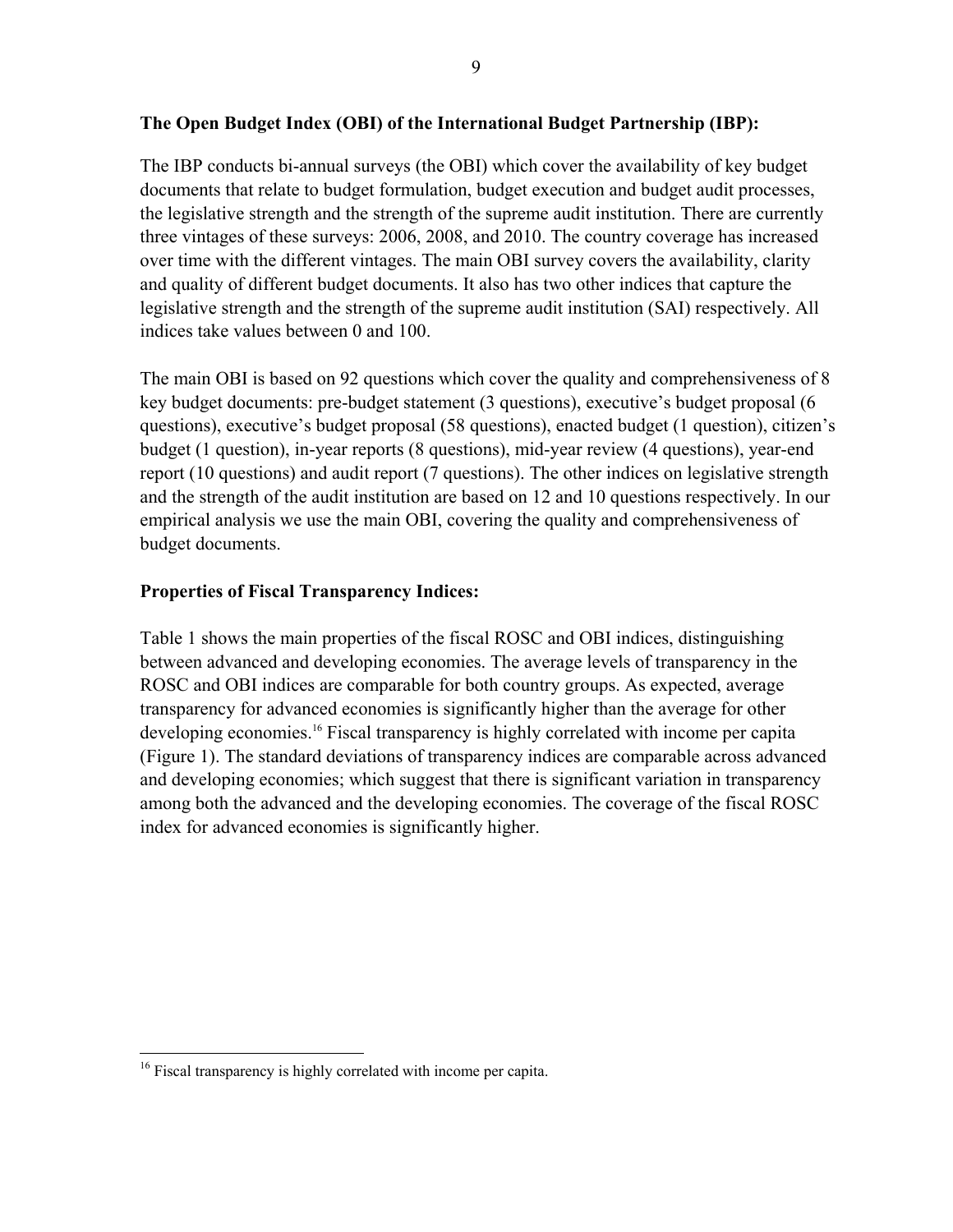**The Open Budget Index (OBI) of the International Budget Partnership (IBP):**

The IBP conducts bi-annual surveys (the OBI) which cover the availability of key budget documents that relate to budget formulation, budget execution and budget audit processes, the legislative strength and the strength of the supreme audit institution. There are currently three vintages of these surveys: 2006, 2008, and 2010. The country coverage has increased over time with the different vintages. The main OBI survey covers the availability, clarity and quality of different budget documents. It also has two other indices that capture the legislative strength and the strength of the supreme audit institution (SAI) respectively. All indices take values between 0 and 100.

The main OBI is based on 92 questions which cover the quality and comprehensiveness of 8 key budget documents: pre-budget statement (3 questions), executive's budget proposal (6 questions), executive's budget proposal (58 questions), enacted budget (1 question), citizen's budget (1 question), in-year reports (8 questions), mid-year review (4 questions), year-end report (10 questions) and audit report (7 questions). The other indices on legislative strength and the strength of the audit institution are based on 12 and 10 questions respectively. In our empirical analysis we use the main OBI, covering the quality and comprehensiveness of budget documents.

**Properties of Fiscal Transparency Indices:**

Table 1 shows the main properties of the fiscal ROSC and OBI indices, distinguishing between advanced and developing economies. The average levels of transparency in the ROSC and OBI indices are comparable for both country groups. As expected, average transparency for advanced economies is significantly higher than the average for other developing economies.[16] Fiscal transparency is highly correlated with income per capita (Figure 1). The standard deviations of transparency indices are comparable across advanced and developing economies; which suggest that there is significant variation in transparency among both the advanced and the developing economies. The coverage of the fiscal ROSC index for advanced economies is significantly higher.

---

[16] Fiscal transparency is highly correlated with income per capita.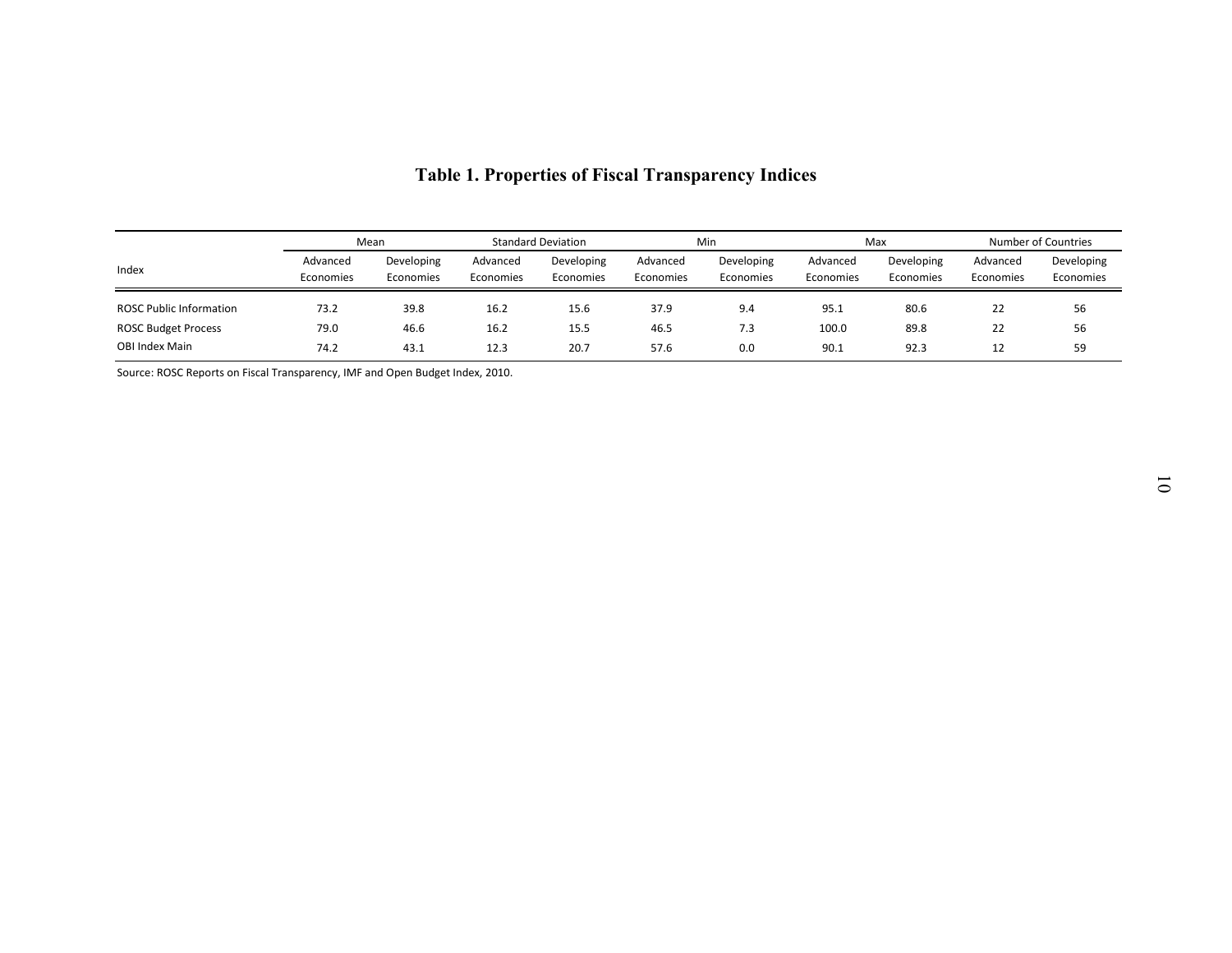**Table 1. Properties of Fiscal Transparency Indices**

| Index | Mean | | Standard Deviation | | Min | | Max | | Number of Countries | |
|---|---|---|---|---|---|---|---|---|---|---|
| | Advanced Economies | Developing Economies | Advanced Economies | Developing Economies | Advanced Economies | Developing Economies | Advanced Economies | Developing Economies | Advanced Economies | Developing Economies |
| ROSC Public Information | 73.2 | 39.8 | 16.2 | 15.6 | 37.9 | 9.4 | 95.1 | 80.6 | 22 | 56 |
| ROSC Budget Process | 79.0 | 46.6 | 16.2 | 15.5 | 46.5 | 7.3 | 100.0 | 89.8 | 22 | 56 |
| OBI Index Main | 74.2 | 43.1 | 12.3 | 20.7 | 57.6 | 0.0 | 90.1 | 92.3 | 12 | 59 |

Source: ROSC Reports on Fiscal Transparency, IMF and Open Budget Index, 2010.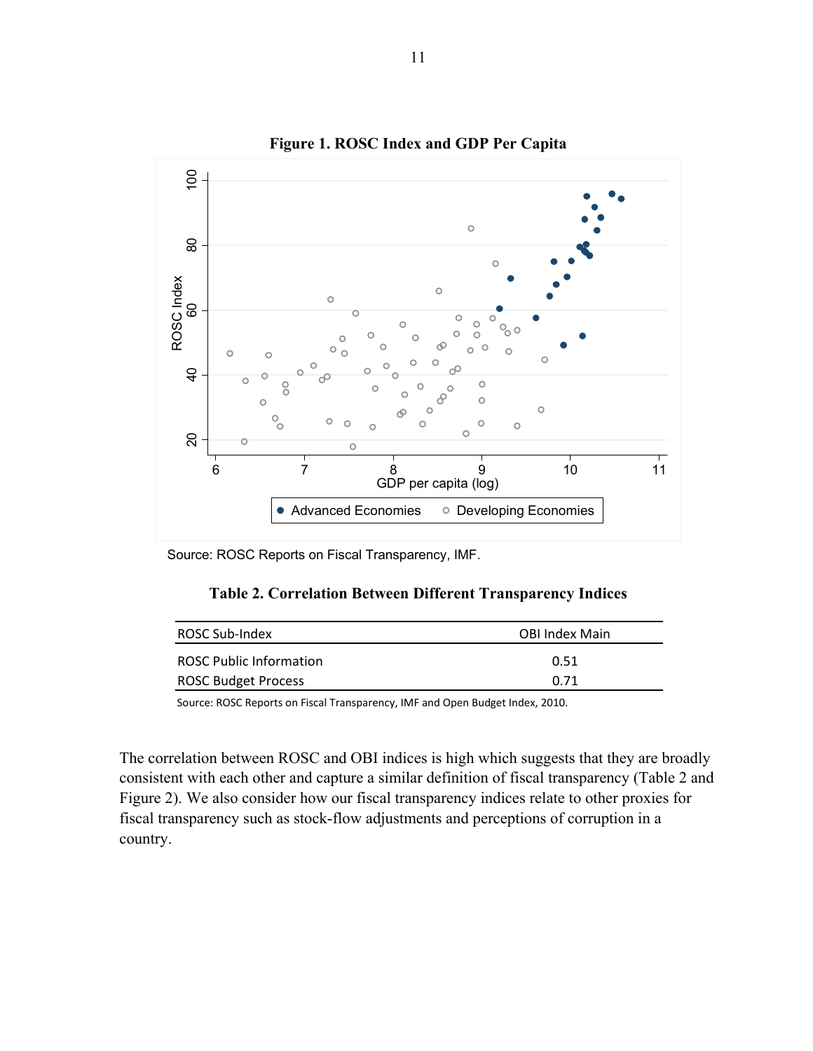**Figure 1. ROSC Index and GDP Per Capita**

Source: ROSC Reports on Fiscal Transparency, IMF.

**Table 2. Correlation Between Different Transparency Indices**

| ROSC Sub-Index | OBI Index Main |
|---|---|
| ROSC Public Information | 0.51 |
| ROSC Budget Process | 0.71 |

Source: ROSC Reports on Fiscal Transparency, IMF and Open Budget Index, 2010.

The correlation between ROSC and OBI indices is high which suggests that they are broadly consistent with each other and capture a similar definition of fiscal transparency (Table 2 and Figure 2). We also consider how our fiscal transparency indices relate to other proxies for fiscal transparency such as stock-flow adjustments and perceptions of corruption in a country.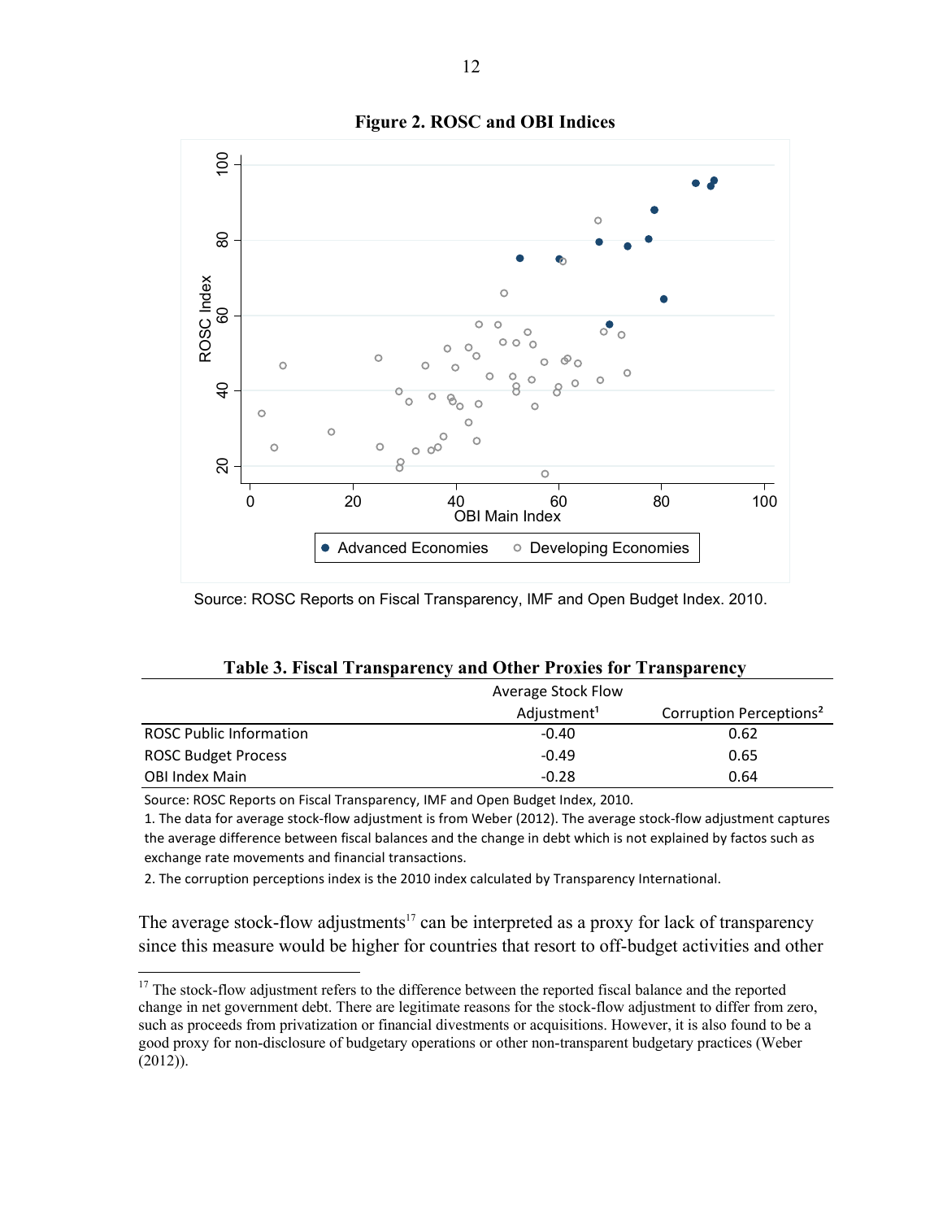**Figure 2. ROSC and OBI Indices**

Source: ROSC Reports on Fiscal Transparency, IMF and Open Budget Index. 2010.

**Table 3. Fiscal Transparency and Other Proxies for Transparency**

| | Average Stock Flow Adjustment[1] | Corruption Perceptions[2] |
|---|---|---|
| ROSC Public Information | -0.40 | 0.62 |
| ROSC Budget Process | -0.49 | 0.65 |
| OBI Index Main | -0.28 | 0.64 |

Source: ROSC Reports on Fiscal Transparency, IMF and Open Budget Index, 2010.

1. The data for average stock-flow adjustment is from Weber (2012). The average stock-flow adjustment captures the average difference between fiscal balances and the change in debt which is not explained by factos such as exchange rate movements and financial transactions.

2. The corruption perceptions index is the 2010 index calculated by Transparency International.

The average stock-flow adjustments[17] can be interpreted as a proxy for lack of transparency since this measure would be higher for countries that resort to off-budget activities and other

[17] The stock-flow adjustment refers to the difference between the reported fiscal balance and the reported change in net government debt. There are legitimate reasons for the stock-flow adjustment to differ from zero, such as proceeds from privatization or financial divestments or acquisitions. However, it is also found to be a good proxy for non-disclosure of budgetary operations or other non-transparent budgetary practices (Weber (2012)).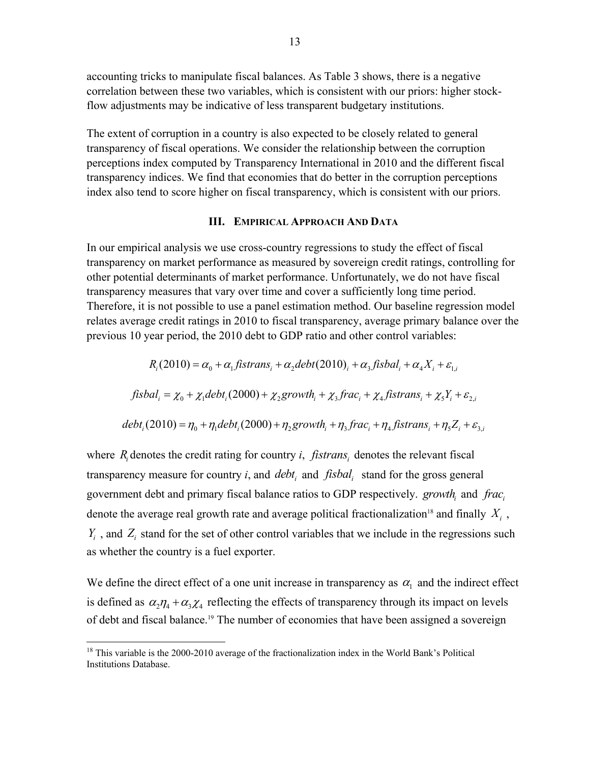accounting tricks to manipulate fiscal balances. As Table 3 shows, there is a negative correlation between these two variables, which is consistent with our priors: higher stock-flow adjustments may be indicative of less transparent budgetary institutions.

The extent of corruption in a country is also expected to be closely related to general transparency of fiscal operations. We consider the relationship between the corruption perceptions index computed by Transparency International in 2010 and the different fiscal transparency indices. We find that economies that do better in the corruption perceptions index also tend to score higher on fiscal transparency, which is consistent with our priors.

## III. Empirical Approach and Data

In our empirical analysis we use cross-country regressions to study the effect of fiscal transparency on market performance as measured by sovereign credit ratings, controlling for other potential determinants of market performance. Unfortunately, we do not have fiscal transparency measures that vary over time and cover a sufficiently long time period. Therefore, it is not possible to use a panel estimation method. Our baseline regression model relates average credit ratings in 2010 to fiscal transparency, average primary balance over the previous 10 year period, the 2010 debt to GDP ratio and other control variables:

$$R_i(2010) = \alpha_0 + \alpha_1 fistrans_i + \alpha_2 debt(2010)_i + \alpha_3 fisbal_i + \alpha_4 X_i + \varepsilon_{1,i}$$

$$fisbal_i = \chi_0 + \chi_1 debt_i(2000) + \chi_2 growth_i + \chi_3 frac_i + \chi_4 fistrans_i + \chi_5 Y_i + \varepsilon_{2,i}$$

$$debt_i(2010) = \eta_0 + \eta_1 debt_i(2000) + \eta_2 growth_i + \eta_3 frac_i + \eta_4 fistrans_i + \eta_5 Z_i + \varepsilon_{3,i}$$

where $R_i$ denotes the credit rating for country *i*, $fistrans_i$ denotes the relevant fiscal transparency measure for country *i*, and $debt_i$ and $fisbal_i$ stand for the gross general government debt and primary fiscal balance ratios to GDP respectively. $growth_i$ and $frac_i$ denote the average real growth rate and average political fractionalization[18] and finally $X_i$, $Y_i$, and $Z_i$ stand for the set of other control variables that we include in the regressions such as whether the country is a fuel exporter.

We define the direct effect of a one unit increase in transparency as $\alpha_1$ and the indirect effect is defined as $\alpha_2\eta_4 + \alpha_3\chi_4$ reflecting the effects of transparency through its impact on levels of debt and fiscal balance.[19] The number of economies that have been assigned a sovereign

---

[18] This variable is the 2000-2010 average of the fractionalization index in the World Bank's Political Institutions Database.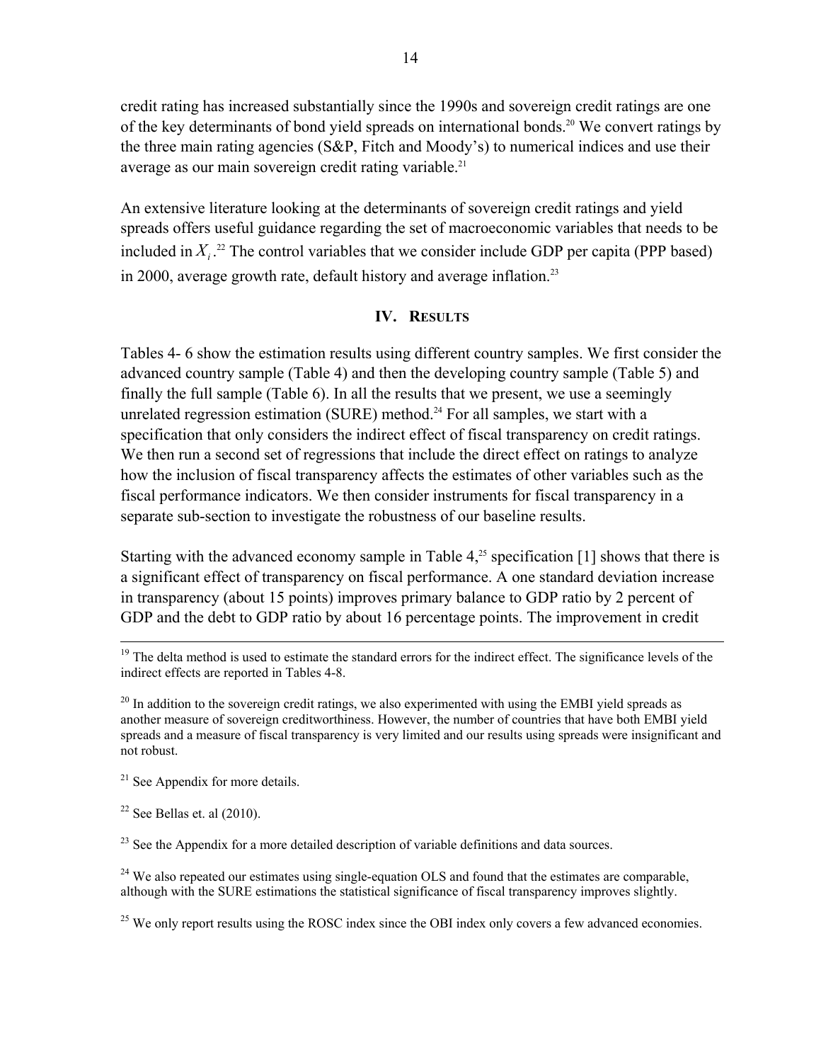credit rating has increased substantially since the 1990s and sovereign credit ratings are one of the key determinants of bond yield spreads on international bonds.[20] We convert ratings by the three main rating agencies (S&P, Fitch and Moody's) to numerical indices and use their average as our main sovereign credit rating variable.[21]

An extensive literature looking at the determinants of sovereign credit ratings and yield spreads offers useful guidance regarding the set of macroeconomic variables that needs to be included in $X_i$.[22] The control variables that we consider include GDP per capita (PPP based) in 2000, average growth rate, default history and average inflation.[23]

## IV. RESULTS

Tables 4- 6 show the estimation results using different country samples. We first consider the advanced country sample (Table 4) and then the developing country sample (Table 5) and finally the full sample (Table 6). In all the results that we present, we use a seemingly unrelated regression estimation (SURE) method.[24] For all samples, we start with a specification that only considers the indirect effect of fiscal transparency on credit ratings. We then run a second set of regressions that include the direct effect on ratings to analyze how the inclusion of fiscal transparency affects the estimates of other variables such as the fiscal performance indicators. We then consider instruments for fiscal transparency in a separate sub-section to investigate the robustness of our baseline results.

Starting with the advanced economy sample in Table 4,[25] specification [1] shows that there is a significant effect of transparency on fiscal performance. A one standard deviation increase in transparency (about 15 points) improves primary balance to GDP ratio by 2 percent of GDP and the debt to GDP ratio by about 16 percentage points. The improvement in credit

---

[19] The delta method is used to estimate the standard errors for the indirect effect. The significance levels of the indirect effects are reported in Tables 4-8.

[20] In addition to the sovereign credit ratings, we also experimented with using the EMBI yield spreads as another measure of sovereign creditworthiness. However, the number of countries that have both EMBI yield spreads and a measure of fiscal transparency is very limited and our results using spreads were insignificant and not robust.

[21] See Appendix for more details.

[22] See Bellas et. al (2010).

[23] See the Appendix for a more detailed description of variable definitions and data sources.

[24] We also repeated our estimates using single-equation OLS and found that the estimates are comparable, although with the SURE estimations the statistical significance of fiscal transparency improves slightly.

[25] We only report results using the ROSC index since the OBI index only covers a few advanced economies.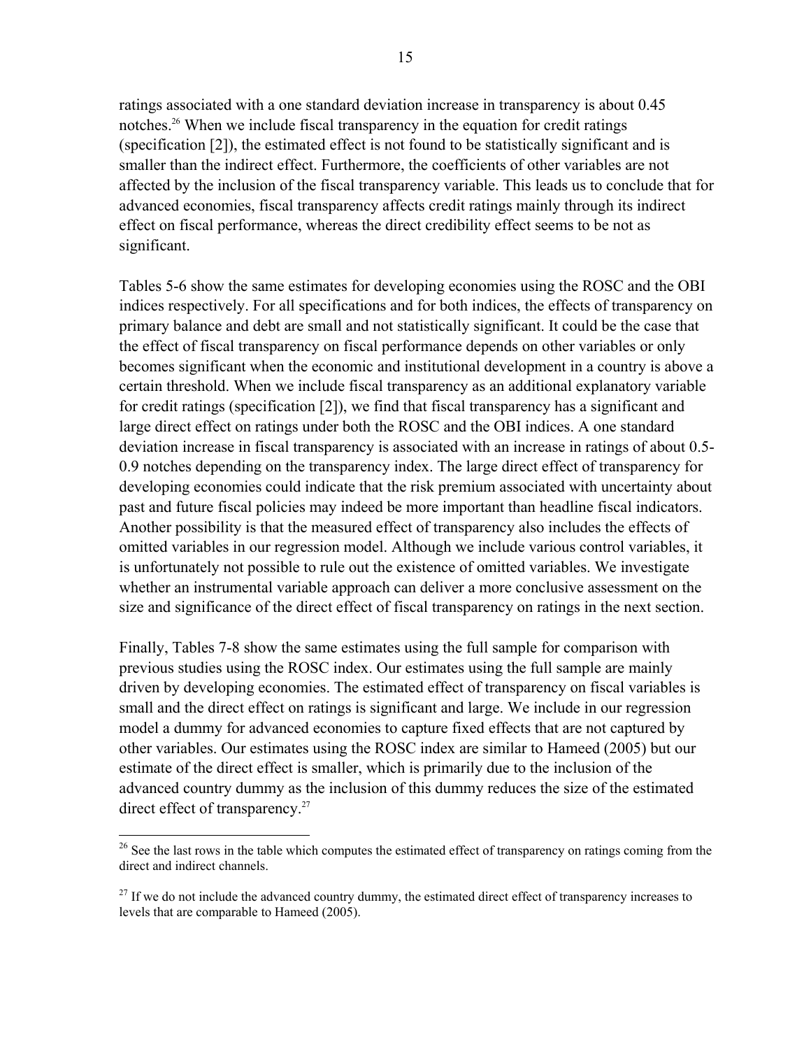ratings associated with a one standard deviation increase in transparency is about 0.45 notches.[26] When we include fiscal transparency in the equation for credit ratings (specification [2]), the estimated effect is not found to be statistically significant and is smaller than the indirect effect. Furthermore, the coefficients of other variables are not affected by the inclusion of the fiscal transparency variable. This leads us to conclude that for advanced economies, fiscal transparency affects credit ratings mainly through its indirect effect on fiscal performance, whereas the direct credibility effect seems to be not as significant.

Tables 5-6 show the same estimates for developing economies using the ROSC and the OBI indices respectively. For all specifications and for both indices, the effects of transparency on primary balance and debt are small and not statistically significant. It could be the case that the effect of fiscal transparency on fiscal performance depends on other variables or only becomes significant when the economic and institutional development in a country is above a certain threshold. When we include fiscal transparency as an additional explanatory variable for credit ratings (specification [2]), we find that fiscal transparency has a significant and large direct effect on ratings under both the ROSC and the OBI indices. A one standard deviation increase in fiscal transparency is associated with an increase in ratings of about 0.5-0.9 notches depending on the transparency index. The large direct effect of transparency for developing economies could indicate that the risk premium associated with uncertainty about past and future fiscal policies may indeed be more important than headline fiscal indicators. Another possibility is that the measured effect of transparency also includes the effects of omitted variables in our regression model. Although we include various control variables, it is unfortunately not possible to rule out the existence of omitted variables. We investigate whether an instrumental variable approach can deliver a more conclusive assessment on the size and significance of the direct effect of fiscal transparency on ratings in the next section.

Finally, Tables 7-8 show the same estimates using the full sample for comparison with previous studies using the ROSC index. Our estimates using the full sample are mainly driven by developing economies. The estimated effect of transparency on fiscal variables is small and the direct effect on ratings is significant and large. We include in our regression model a dummy for advanced economies to capture fixed effects that are not captured by other variables. Our estimates using the ROSC index are similar to Hameed (2005) but our estimate of the direct effect is smaller, which is primarily due to the inclusion of the advanced country dummy as the inclusion of this dummy reduces the size of the estimated direct effect of transparency.[27]

---

[26] See the last rows in the table which computes the estimated effect of transparency on ratings coming from the direct and indirect channels.

[27] If we do not include the advanced country dummy, the estimated direct effect of transparency increases to levels that are comparable to Hameed (2005).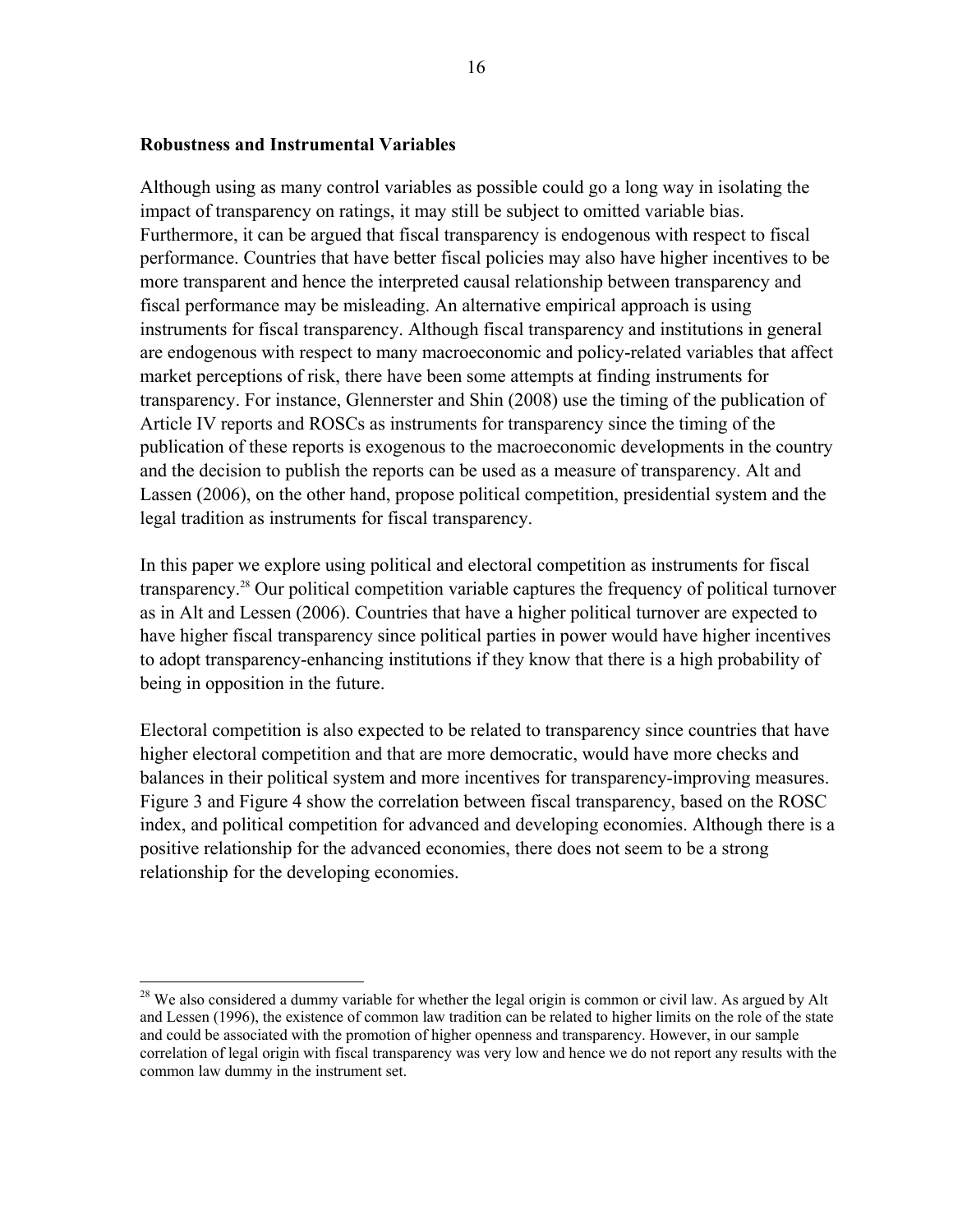### Robustness and Instrumental Variables

Although using as many control variables as possible could go a long way in isolating the impact of transparency on ratings, it may still be subject to omitted variable bias. Furthermore, it can be argued that fiscal transparency is endogenous with respect to fiscal performance. Countries that have better fiscal policies may also have higher incentives to be more transparent and hence the interpreted causal relationship between transparency and fiscal performance may be misleading. An alternative empirical approach is using instruments for fiscal transparency. Although fiscal transparency and institutions in general are endogenous with respect to many macroeconomic and policy-related variables that affect market perceptions of risk, there have been some attempts at finding instruments for transparency. For instance, Glennerster and Shin (2008) use the timing of the publication of Article IV reports and ROSCs as instruments for transparency since the timing of the publication of these reports is exogenous to the macroeconomic developments in the country and the decision to publish the reports can be used as a measure of transparency. Alt and Lassen (2006), on the other hand, propose political competition, presidential system and the legal tradition as instruments for fiscal transparency.

In this paper we explore using political and electoral competition as instruments for fiscal transparency.[28] Our political competition variable captures the frequency of political turnover as in Alt and Lessen (2006). Countries that have a higher political turnover are expected to have higher fiscal transparency since political parties in power would have higher incentives to adopt transparency-enhancing institutions if they know that there is a high probability of being in opposition in the future.

Electoral competition is also expected to be related to transparency since countries that have higher electoral competition and that are more democratic, would have more checks and balances in their political system and more incentives for transparency-improving measures. Figure 3 and Figure 4 show the correlation between fiscal transparency, based on the ROSC index, and political competition for advanced and developing economies. Although there is a positive relationship for the advanced economies, there does not seem to be a strong relationship for the developing economies.

[28] We also considered a dummy variable for whether the legal origin is common or civil law. As argued by Alt and Lessen (1996), the existence of common law tradition can be related to higher limits on the role of the state and could be associated with the promotion of higher openness and transparency. However, in our sample correlation of legal origin with fiscal transparency was very low and hence we do not report any results with the common law dummy in the instrument set.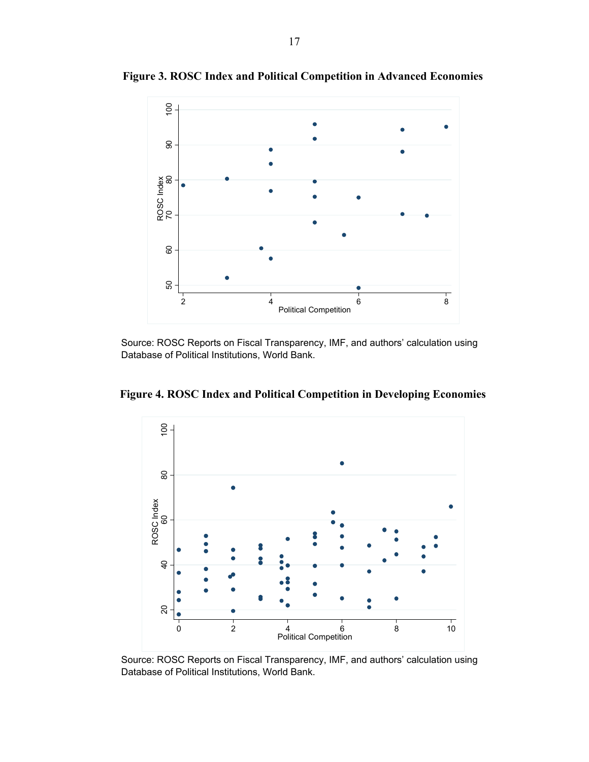**Figure 3. ROSC Index and Political Competition in Advanced Economies**

Source: ROSC Reports on Fiscal Transparency, IMF, and authors' calculation using Database of Political Institutions, World Bank.

**Figure 4. ROSC Index and Political Competition in Developing Economies**

Source: ROSC Reports on Fiscal Transparency, IMF, and authors' calculation using Database of Political Institutions, World Bank.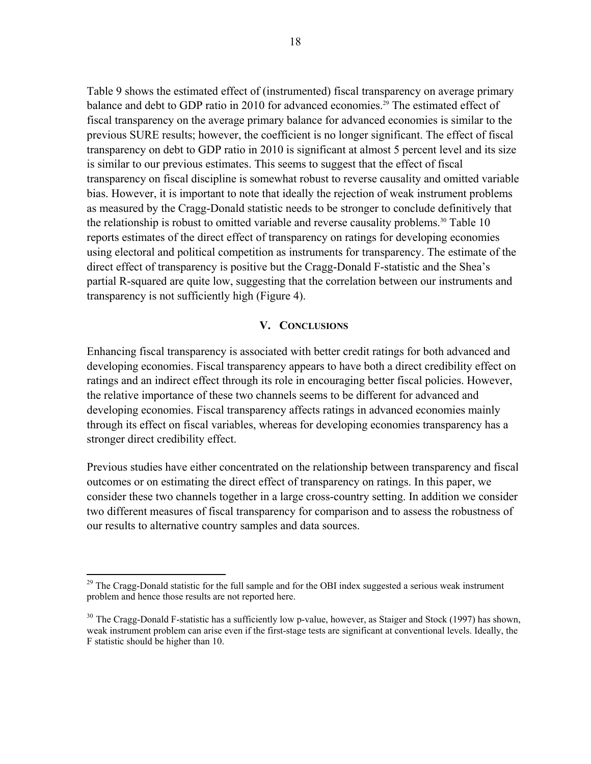Table 9 shows the estimated effect of (instrumented) fiscal transparency on average primary balance and debt to GDP ratio in 2010 for advanced economies.[29] The estimated effect of fiscal transparency on the average primary balance for advanced economies is similar to the previous SURE results; however, the coefficient is no longer significant. The effect of fiscal transparency on debt to GDP ratio in 2010 is significant at almost 5 percent level and its size is similar to our previous estimates. This seems to suggest that the effect of fiscal transparency on fiscal discipline is somewhat robust to reverse causality and omitted variable bias. However, it is important to note that ideally the rejection of weak instrument problems as measured by the Cragg-Donald statistic needs to be stronger to conclude definitively that the relationship is robust to omitted variable and reverse causality problems.[30] Table 10 reports estimates of the direct effect of transparency on ratings for developing economies using electoral and political competition as instruments for transparency. The estimate of the direct effect of transparency is positive but the Cragg-Donald F-statistic and the Shea's partial R-squared are quite low, suggesting that the correlation between our instruments and transparency is not sufficiently high (Figure 4).

## V. Conclusions

Enhancing fiscal transparency is associated with better credit ratings for both advanced and developing economies. Fiscal transparency appears to have both a direct credibility effect on ratings and an indirect effect through its role in encouraging better fiscal policies. However, the relative importance of these two channels seems to be different for advanced and developing economies. Fiscal transparency affects ratings in advanced economies mainly through its effect on fiscal variables, whereas for developing economies transparency has a stronger direct credibility effect.

Previous studies have either concentrated on the relationship between transparency and fiscal outcomes or on estimating the direct effect of transparency on ratings. In this paper, we consider these two channels together in a large cross-country setting. In addition we consider two different measures of fiscal transparency for comparison and to assess the robustness of our results to alternative country samples and data sources.

---

[29] The Cragg-Donald statistic for the full sample and for the OBI index suggested a serious weak instrument problem and hence those results are not reported here.

[30] The Cragg-Donald F-statistic has a sufficiently low p-value, however, as Staiger and Stock (1997) has shown, weak instrument problem can arise even if the first-stage tests are significant at conventional levels. Ideally, the F statistic should be higher than 10.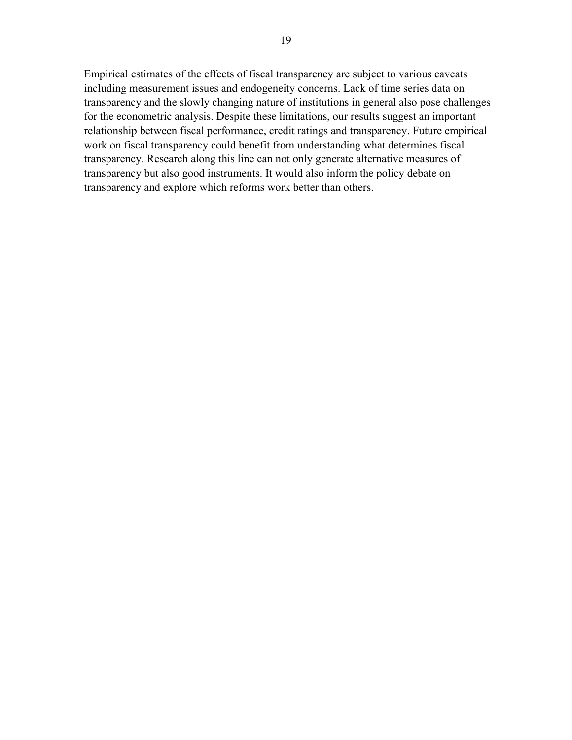Empirical estimates of the effects of fiscal transparency are subject to various caveats including measurement issues and endogeneity concerns. Lack of time series data on transparency and the slowly changing nature of institutions in general also pose challenges for the econometric analysis. Despite these limitations, our results suggest an important relationship between fiscal performance, credit ratings and transparency. Future empirical work on fiscal transparency could benefit from understanding what determines fiscal transparency. Research along this line can not only generate alternative measures of transparency but also good instruments. It would also inform the policy debate on transparency and explore which reforms work better than others.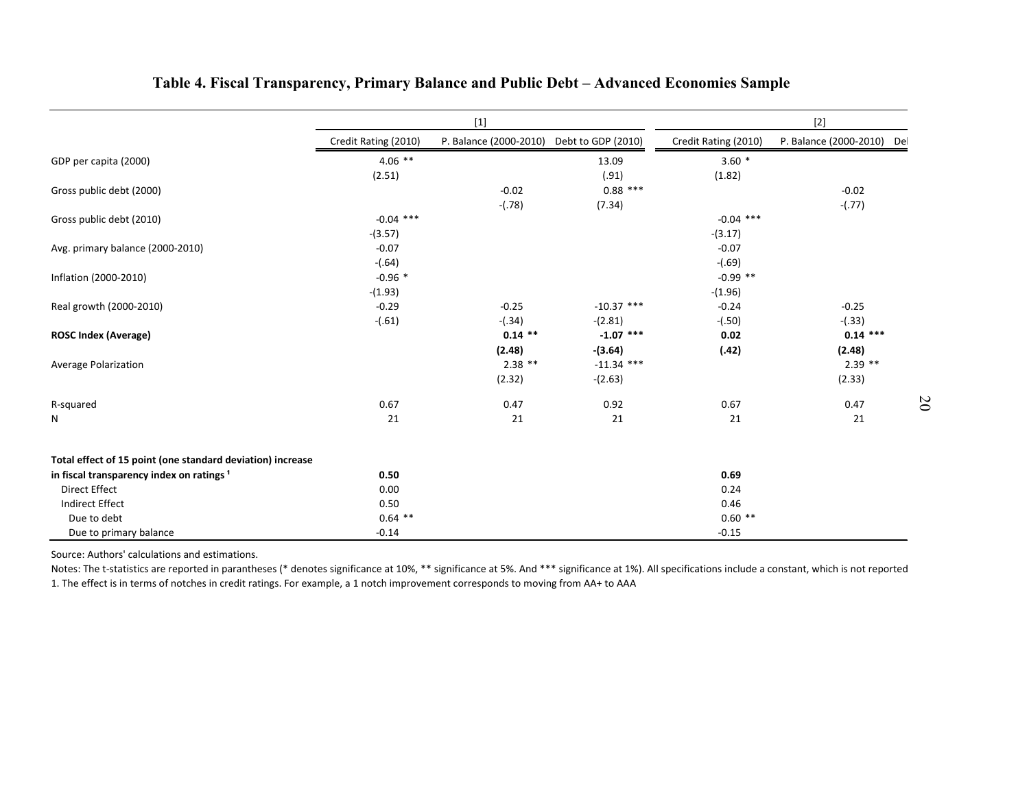# Table 4. Fiscal Transparency, Primary Balance and Public Debt – Advanced Economies Sample

| | [1] | | | [2] | | |
|---|---|---|---|---|---|---|
| | Credit Rating (2010) | P. Balance (2000-2010) | Debt to GDP (2010) | Credit Rating (2010) | P. Balance (2000-2010) | Del |
| GDP per capita (2000) | 4.06 ** | | 13.09 | 3.60 * | | |
| | (2.51) | | (.91) | (1.82) | | |
| Gross public debt (2000) | | -0.02 | 0.88 *** | | -0.02 | |
| | | -(.78) | (7.34) | | -(.77) | |
| Gross public debt (2010) | -0.04 *** | | | -0.04 *** | | |
| | -(3.57) | | | -(3.17) | | |
| Avg. primary balance (2000-2010) | -0.07 | | | -0.07 | | |
| | -(.64) | | | -(.69) | | |
| Inflation (2000-2010) | -0.96 * | | | -0.99 ** | | |
| | -(1.93) | | | -(1.96) | | |
| Real growth (2000-2010) | -0.29 | -0.25 | -10.37 *** | -0.24 | -0.25 | |
| | -(.61) | -(.34) | -(2.81) | -(.50) | -(.33) | |
| **ROSC Index (Average)** | | **0.14 \*\*** | **-1.07 \*\*\*** | **0.02** | **0.14 \*\*\*** | |
| | | **(2.48)** | **-(3.64)** | **(.42)** | **(2.48)** | |
| Average Polarization | | 2.38 ** | -11.34 *** | | 2.39 ** | |
| | | (2.32) | -(2.63) | | (2.33) | |
| R-squared | 0.67 | 0.47 | 0.92 | 0.67 | 0.47 | |
| N | 21 | 21 | 21 | 21 | 21 | |
| **Total effect of 15 point (one standard deviation) increase in fiscal transparency index on ratings [1]** | **0.50** | | | **0.69** | | |
| Direct Effect | 0.00 | | | 0.24 | | |
| Indirect Effect | 0.50 | | | 0.46 | | |
| Due to debt | 0.64 ** | | | 0.60 ** | | |
| Due to primary balance | -0.14 | | | -0.15 | | |

Source: Authors' calculations and estimations.

Notes: The t-statistics are reported in parantheses (* denotes significance at 10%, ** significance at 5%. And *** significance at 1%). All specifications include a constant, which is not reported

1. The effect is in terms of notches in credit ratings. For example, a 1 notch improvement corresponds to moving from AA+ to AAA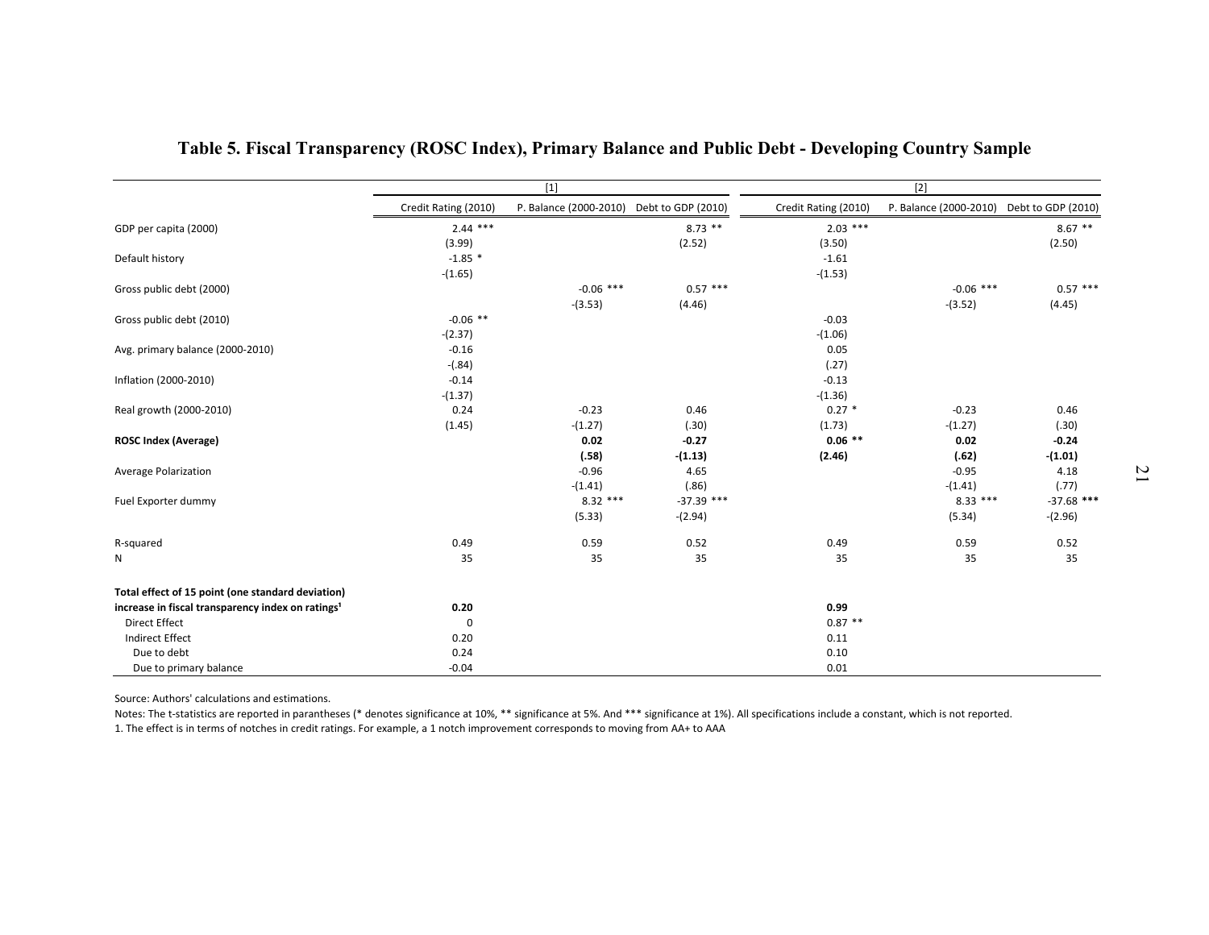# Table 5. Fiscal Transparency (ROSC Index), Primary Balance and Public Debt - Developing Country Sample

| | [1] | | | [2] | | |
|---|---|---|---|---|---|---|
| | Credit Rating (2010) | P. Balance (2000-2010) | Debt to GDP (2010) | Credit Rating (2010) | P. Balance (2000-2010) | Debt to GDP (2010) |
| GDP per capita (2000) | 2.44 *** | | 8.73 ** | 2.03 *** | | 8.67 ** |
| | (3.99) | | (2.52) | (3.50) | | (2.50) |
| Default history | -1.85 * | | | -1.61 | | |
| | -(1.65) | | | -(1.53) | | |
| Gross public debt (2000) | | -0.06 *** | 0.57 *** | | -0.06 *** | 0.57 *** |
| | | -(3.53) | (4.46) | | -(3.52) | (4.45) |
| Gross public debt (2010) | -0.06 ** | | | -0.03 | | |
| | -(2.37) | | | -(1.06) | | |
| Avg. primary balance (2000-2010) | -0.16 | | | 0.05 | | |
| | -(.84) | | | (.27) | | |
| Inflation (2000-2010) | -0.14 | | | -0.13 | | |
| | -(1.37) | | | -(1.36) | | |
| Real growth (2000-2010) | 0.24 | -0.23 | 0.46 | 0.27 * | -0.23 | 0.46 |
| | (1.45) | -(1.27) | (.30) | (1.73) | -(1.27) | (.30) |
| **ROSC Index (Average)** | | **0.02** | **-0.27** | **0.06 \*\*** | **0.02** | **-0.24** |
| | | **(.58)** | **-(1.13)** | **(2.46)** | **(.62)** | **-(1.01)** |
| Average Polarization | | -0.96 | 4.65 | | -0.95 | 4.18 |
| | | -(1.41) | (.86) | | -(1.41) | (.77) |
| Fuel Exporter dummy | | 8.32 *** | -37.39 *** | | 8.33 *** | -37.68 *** |
| | | (5.33) | -(2.94) | | (5.34) | -(2.96) |
| R-squared | 0.49 | 0.59 | 0.52 | 0.49 | 0.59 | 0.52 |
| N | 35 | 35 | 35 | 35 | 35 | 35 |
| **Total effect of 15 point (one standard deviation) increase in fiscal transparency index on ratings[1]** | **0.20** | | | **0.99** | | |
| Direct Effect | 0 | | | 0.87 ** | | |
| Indirect Effect | 0.20 | | | 0.11 | | |
| Due to debt | 0.24 | | | 0.10 | | |
| Due to primary balance | -0.04 | | | 0.01 | | |

Source: Authors' calculations and estimations.

Notes: The t-statistics are reported in parantheses (* denotes significance at 10%, ** significance at 5%. And *** significance at 1%). All specifications include a constant, which is not reported.

1. The effect is in terms of notches in credit ratings. For example, a 1 notch improvement corresponds to moving from AA+ to AAA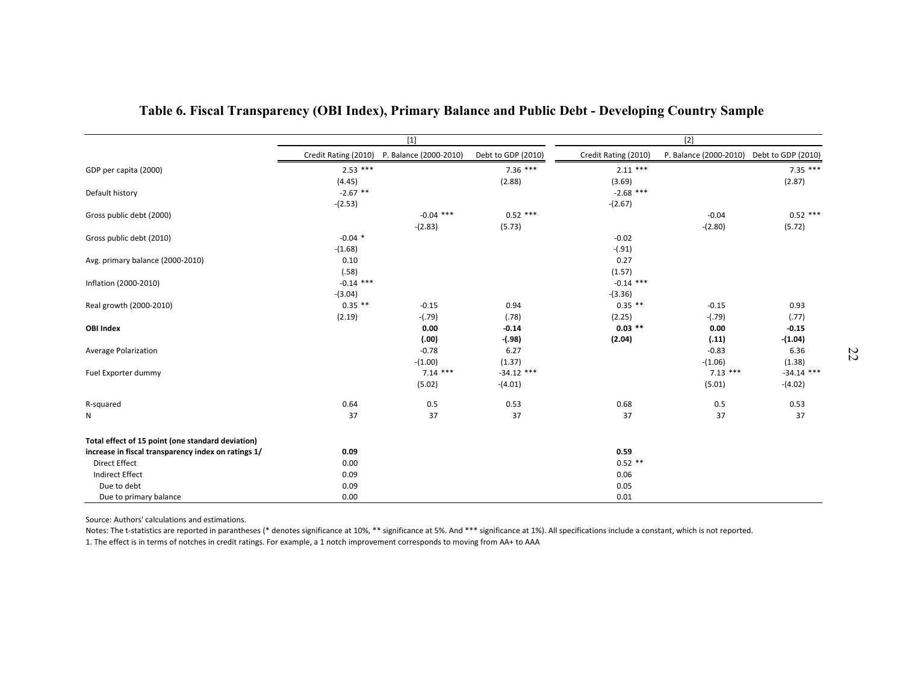# Table 6. Fiscal Transparency (OBI Index), Primary Balance and Public Debt - Developing Country Sample

| | [1] | | | [2] | | |
|---|---|---|---|---|---|---|
| | Credit Rating (2010) | P. Balance (2000-2010) | Debt to GDP (2010) | Credit Rating (2010) | P. Balance (2000-2010) | Debt to GDP (2010) |
| GDP per capita (2000) | 2.53 *** | | 7.36 *** | 2.11 *** | | 7.35 *** |
| | (4.45) | | (2.88) | (3.69) | | (2.87) |
| Default history | -2.67 ** | | | -2.68 *** | | |
| | -(2.53) | | | -(2.67) | | |
| Gross public debt (2000) | | -0.04 *** | 0.52 *** | | -0.04 | 0.52 *** |
| | | -(2.83) | (5.73) | | -(2.80) | (5.72) |
| Gross public debt (2010) | -0.04 * | | | -0.02 | | |
| | -(1.68) | | | -(.91) | | |
| Avg. primary balance (2000-2010) | 0.10 | | | 0.27 | | |
| | (.58) | | | (1.57) | | |
| Inflation (2000-2010) | -0.14 *** | | | -0.14 *** | | |
| | -(3.04) | | | -(3.36) | | |
| Real growth (2000-2010) | 0.35 ** | -0.15 | 0.94 | 0.35 ** | -0.15 | 0.93 |
| | (2.19) | -(.79) | (.78) | (2.25) | -(.79) | (.77) |
| **OBI Index** | | **0.00** | **-0.14** | **0.03 \*\*** | **0.00** | **-0.15** |
| | | **(.00)** | **-(.98)** | **(2.04)** | **(.11)** | **-(1.04)** |
| Average Polarization | | -0.78 | 6.27 | | -0.83 | 6.36 |
| | | -(1.00) | (1.37) | | -(1.06) | (1.38) |
| Fuel Exporter dummy | | 7.14 *** | -34.12 *** | | 7.13 *** | -34.14 *** |
| | | (5.02) | -(4.01) | | (5.01) | -(4.02) |
| R-squared | 0.64 | 0.5 | 0.53 | 0.68 | 0.5 | 0.53 |
| N | 37 | 37 | 37 | 37 | 37 | 37 |
| **Total effect of 15 point (one standard deviation) increase in fiscal transparency index on ratings 1/** | **0.09** | | | **0.59** | | |
| Direct Effect | 0.00 | | | 0.52 ** | | |
| Indirect Effect | 0.09 | | | 0.06 | | |
| Due to debt | 0.09 | | | 0.05 | | |
| Due to primary balance | 0.00 | | | 0.01 | | |

Source: Authors' calculations and estimations.

Notes: The t-statistics are reported in parantheses (* denotes significance at 10%, ** significance at 5%. And *** significance at 1%). All specifications include a constant, which is not reported.

1. The effect is in terms of notches in credit ratings. For example, a 1 notch improvement corresponds to moving from AA+ to AAA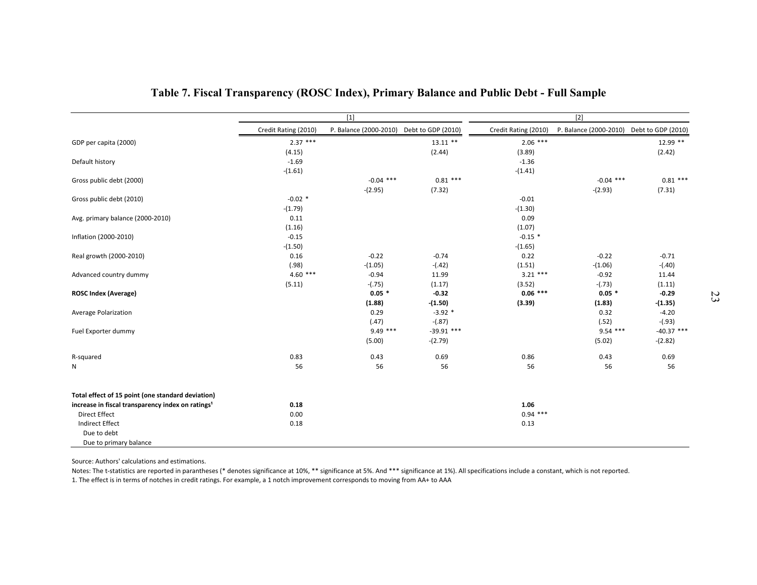# Table 7. Fiscal Transparency (ROSC Index), Primary Balance and Public Debt - Full Sample

| | [1] | | | [2] | | |
|---|---|---|---|---|---|---|
| | Credit Rating (2010) | P. Balance (2000-2010) | Debt to GDP (2010) | Credit Rating (2010) | P. Balance (2000-2010) | Debt to GDP (2010) |
| GDP per capita (2000) | 2.37 *** | | 13.11 ** | 2.06 *** | | 12.99 ** |
| | (4.15) | | (2.44) | (3.89) | | (2.42) |
| Default history | -1.69 | | | -1.36 | | |
| | -(1.61) | | | -(1.41) | | |
| Gross public debt (2000) | | -0.04 *** | 0.81 *** | | -0.04 *** | 0.81 *** |
| | | -(2.95) | (7.32) | | -(2.93) | (7.31) |
| Gross public debt (2010) | -0.02 * | | | -0.01 | | |
| | -(1.79) | | | -(1.30) | | |
| Avg. primary balance (2000-2010) | 0.11 | | | 0.09 | | |
| | (1.16) | | | (1.07) | | |
| Inflation (2000-2010) | -0.15 | | | -0.15 * | | |
| | -(1.50) | | | -(1.65) | | |
| Real growth (2000-2010) | 0.16 | -0.22 | -0.74 | 0.22 | -0.22 | -0.71 |
| | (.98) | -(1.05) | -(.42) | (1.51) | -(1.06) | -(.40) |
| Advanced country dummy | 4.60 *** | -0.94 | 11.99 | 3.21 *** | -0.92 | 11.44 |
| | (5.11) | -(.75) | (1.17) | (3.52) | -(.73) | (1.11) |
| **ROSC Index (Average)** | | **0.05 *** | **-0.32** | **0.06 ***** | **0.05 *** | **-0.29** |
| | | **(1.88)** | **-(1.50)** | **(3.39)** | **(1.83)** | **-(1.35)** |
| Average Polarization | | 0.29 | -3.92 * | | 0.32 | -4.20 |
| | | (.47) | -(.87) | | (.52) | -(.93) |
| Fuel Exporter dummy | | 9.49 *** | -39.91 *** | | 9.54 *** | -40.37 *** |
| | | (5.00) | -(2.79) | | (5.02) | -(2.82) |
| R-squared | 0.83 | 0.43 | 0.69 | 0.86 | 0.43 | 0.69 |
| N | 56 | 56 | 56 | 56 | 56 | 56 |
| **Total effect of 15 point (one standard deviation) increase in fiscal transparency index on ratings[1]** | **0.18** | | | **1.06** | | |
| Direct Effect | 0.00 | | | 0.94 *** | | |
| Indirect Effect | 0.18 | | | 0.13 | | |
| Due to debt | | | | | | |
| Due to primary balance | | | | | | |

Source: Authors' calculations and estimations.

Notes: The t-statistics are reported in parantheses (* denotes significance at 10%, ** significance at 5%. And *** significance at 1%). All specifications include a constant, which is not reported.

1. The effect is in terms of notches in credit ratings. For example, a 1 notch improvement corresponds to moving from AA+ to AAA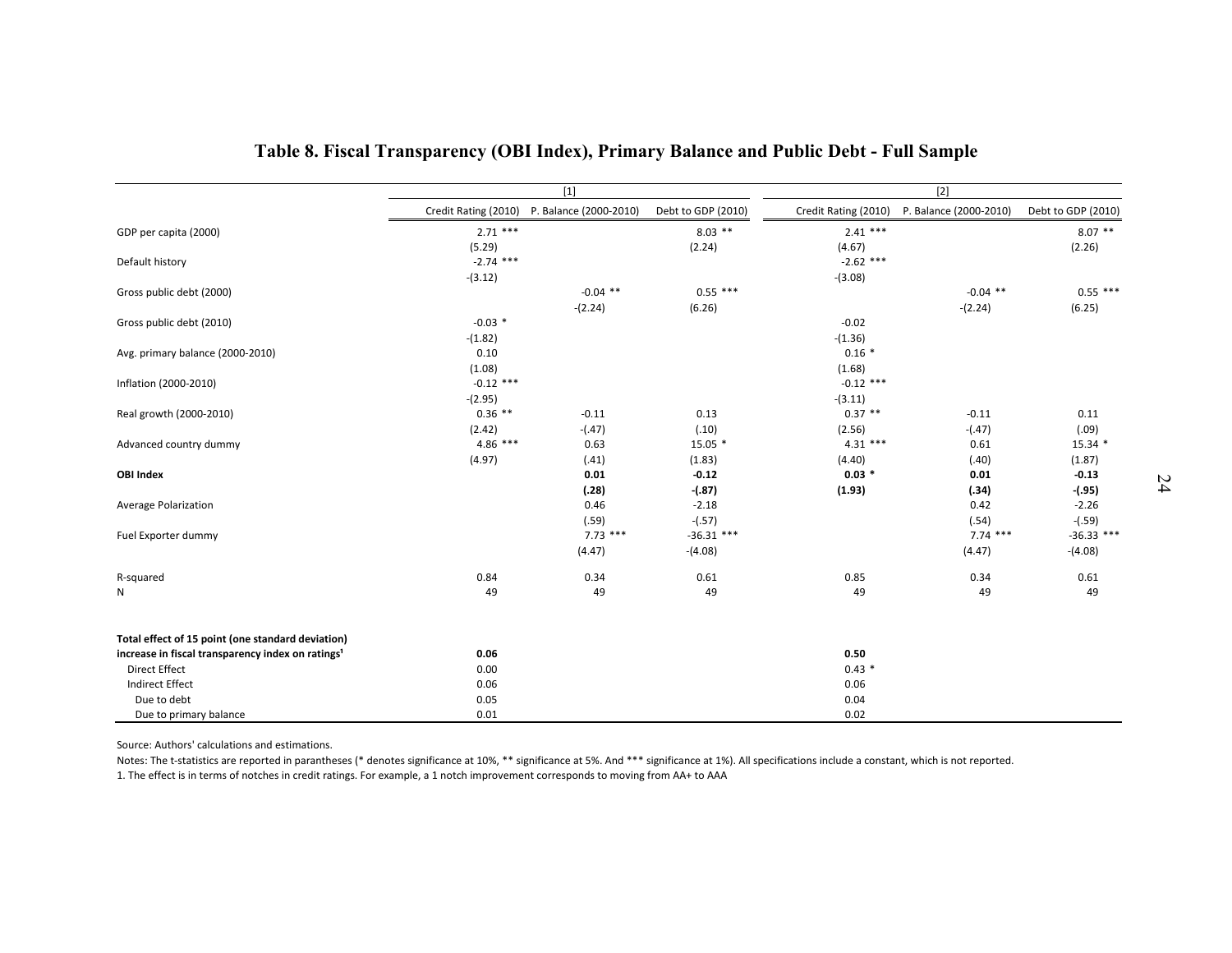# Table 8. Fiscal Transparency (OBI Index), Primary Balance and Public Debt - Full Sample

| | [1] | | | [2] | | |
|---|---|---|---|---|---|---|
| | Credit Rating (2010) | P. Balance (2000-2010) | Debt to GDP (2010) | Credit Rating (2010) | P. Balance (2000-2010) | Debt to GDP (2010) |
| GDP per capita (2000) | 2.71 *** | | 8.03 ** | 2.41 *** | | 8.07 ** |
| | (5.29) | | (2.24) | (4.67) | | (2.26) |
| Default history | -2.74 *** | | | -2.62 *** | | |
| | -(3.12) | | | -(3.08) | | |
| Gross public debt (2000) | | -0.04 ** | 0.55 *** | | -0.04 ** | 0.55 *** |
| | | -(2.24) | (6.26) | | -(2.24) | (6.25) |
| Gross public debt (2010) | -0.03 * | | | -0.02 | | |
| | -(1.82) | | | -(1.36) | | |
| Avg. primary balance (2000-2010) | 0.10 | | | 0.16 * | | |
| | (1.08) | | | (1.68) | | |
| Inflation (2000-2010) | -0.12 *** | | | -0.12 *** | | |
| | -(2.95) | | | -(3.11) | | |
| Real growth (2000-2010) | 0.36 ** | -0.11 | 0.13 | 0.37 ** | -0.11 | 0.11 |
| | (2.42) | -(.47) | (.10) | (2.56) | -(.47) | (.09) |
| Advanced country dummy | 4.86 *** | 0.63 | 15.05 * | 4.31 *** | 0.61 | 15.34 * |
| | (4.97) | (.41) | (1.83) | (4.40) | (.40) | (1.87) |
| **OBI Index** | | **0.01** | **-0.12** | **0.03 *** | **0.01** | **-0.13** |
| | | **(.28)** | **-(.87)** | **(1.93)** | **(.34)** | **-(.95)** |
| Average Polarization | | 0.46 | -2.18 | | 0.42 | -2.26 |
| | | (.59) | -(.57) | | (.54) | -(.59) |
| Fuel Exporter dummy | | 7.73 *** | -36.31 *** | | 7.74 *** | -36.33 *** |
| | | (4.47) | -(4.08) | | (4.47) | -(4.08) |
| R-squared | 0.84 | 0.34 | 0.61 | 0.85 | 0.34 | 0.61 |
| N | 49 | 49 | 49 | 49 | 49 | 49 |
| **Total effect of 15 point (one standard deviation) increase in fiscal transparency index on ratings[1]** | **0.06** | | | **0.50** | | |
| Direct Effect | 0.00 | | | 0.43 * | | |
| Indirect Effect | 0.06 | | | 0.06 | | |
| Due to debt | 0.05 | | | 0.04 | | |
| Due to primary balance | 0.01 | | | 0.02 | | |

Source: Authors' calculations and estimations.

Notes: The t-statistics are reported in parantheses (* denotes significance at 10%, ** significance at 5%. And *** significance at 1%). All specifications include a constant, which is not reported.

1. The effect is in terms of notches in credit ratings. For example, a 1 notch improvement corresponds to moving from AA+ to AAA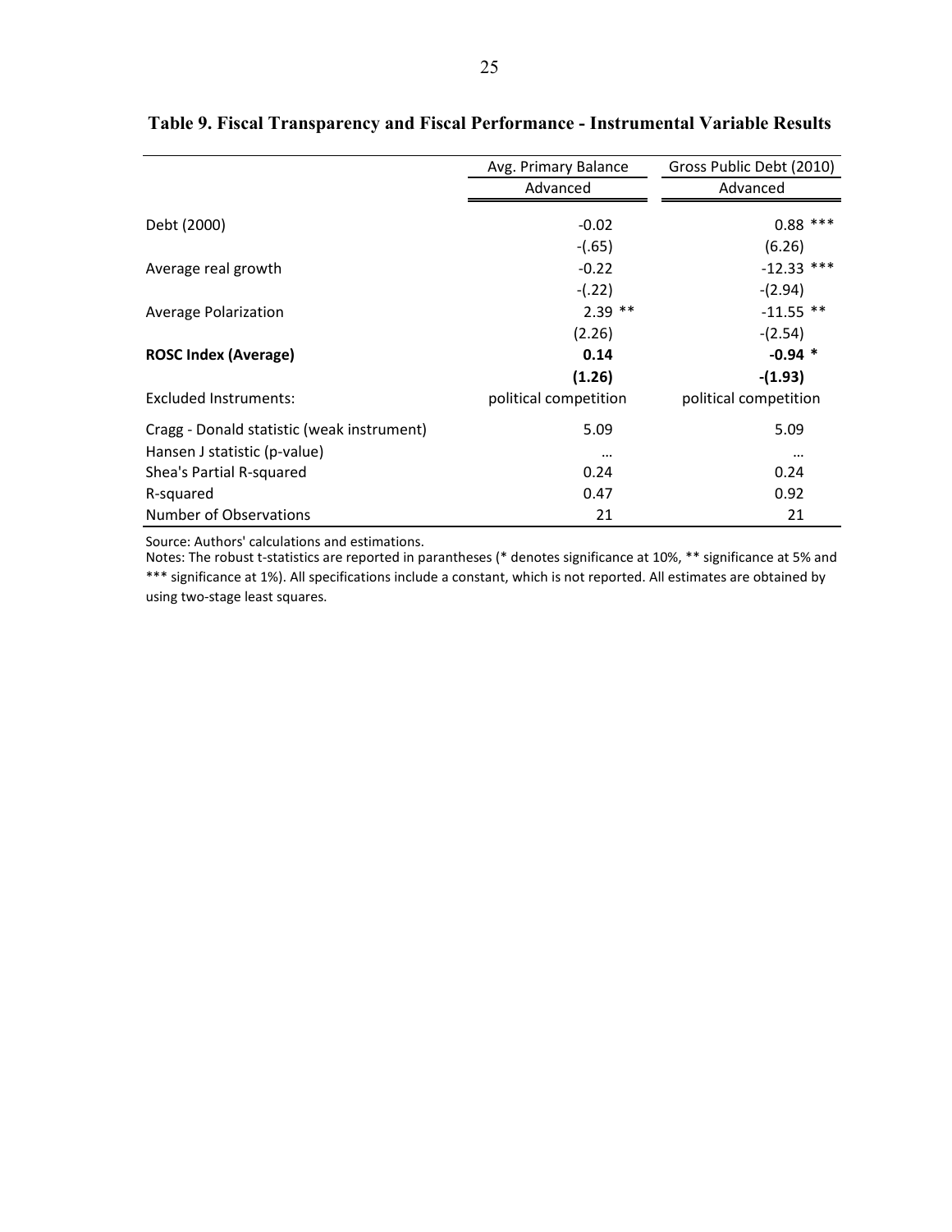**Table 9. Fiscal Transparency and Fiscal Performance - Instrumental Variable Results**

| | Avg. Primary Balance | Gross Public Debt (2010) |
|---|---|---|
| | Advanced | Advanced |
| Debt (2000) | -0.02 | 0.88 *** |
| | -(.65) | (6.26) |
| Average real growth | -0.22 | -12.33 *** |
| | -(.22) | -(2.94) |
| Average Polarization | 2.39 ** | -11.55 ** |
| | (2.26) | -(2.54) |
| **ROSC Index (Average)** | **0.14** | **-0.94 *** |
| | **(1.26)** | **-(1.93)** |
| Excluded Instruments: | political competition | political competition |
| Cragg - Donald statistic (weak instrument) | 5.09 | 5.09 |
| Hansen J statistic (p-value) | … | … |
| Shea's Partial R-squared | 0.24 | 0.24 |
| R-squared | 0.47 | 0.92 |
| Number of Observations | 21 | 21 |

Source: Authors' calculations and estimations.

Notes: The robust t-statistics are reported in parantheses (* denotes significance at 10%, ** significance at 5% and *** significance at 1%). All specifications include a constant, which is not reported. All estimates are obtained by using two-stage least squares.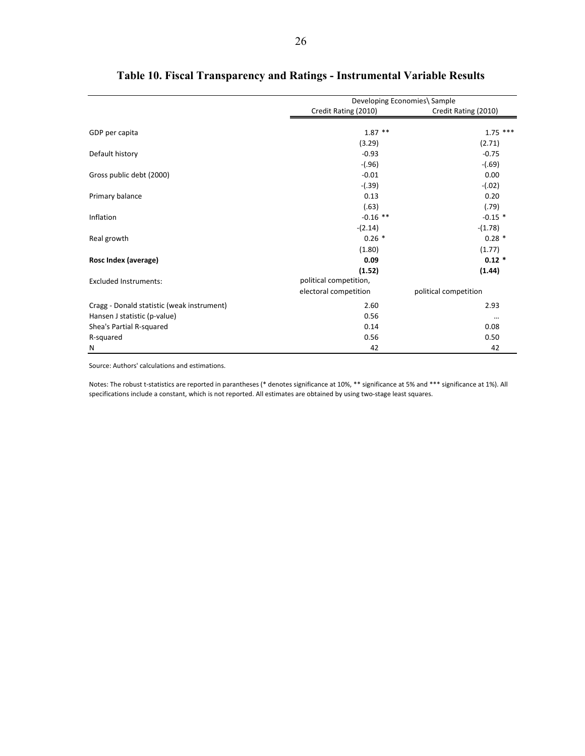## Table 10. Fiscal Transparency and Ratings - Instrumental Variable Results

| | Developing Economies\ Sample | |
|---|---|---|
| | Credit Rating (2010) | Credit Rating (2010) |
| GDP per capita | 1.87 ** | 1.75 *** |
| | (3.29) | (2.71) |
| Default history | -0.93 | -0.75 |
| | -(.96) | -(.69) |
| Gross public debt (2000) | -0.01 | 0.00 |
| | -(.39) | -(.02) |
| Primary balance | 0.13 | 0.20 |
| | (.63) | (.79) |
| Inflation | -0.16 ** | -0.15 * |
| | -(2.14) | -(1.78) |
| Real growth | 0.26 * | 0.28 * |
| | (1.80) | (1.77) |
| **Rosc Index (average)** | **0.09** | **0.12 *** |
| | **(1.52)** | **(1.44)** |
| Excluded Instruments: | political competition, electoral competition | political competition |
| Cragg - Donald statistic (weak instrument) | 2.60 | 2.93 |
| Hansen J statistic (p-value) | 0.56 | ... |
| Shea's Partial R-squared | 0.14 | 0.08 |
| R-squared | 0.56 | 0.50 |
| N | 42 | 42 |

Source: Authors' calculations and estimations.

Notes: The robust t-statistics are reported in parantheses (* denotes significance at 10%, ** significance at 5% and *** significance at 1%). All specifications include a constant, which is not reported. All estimates are obtained by using two-stage least squares.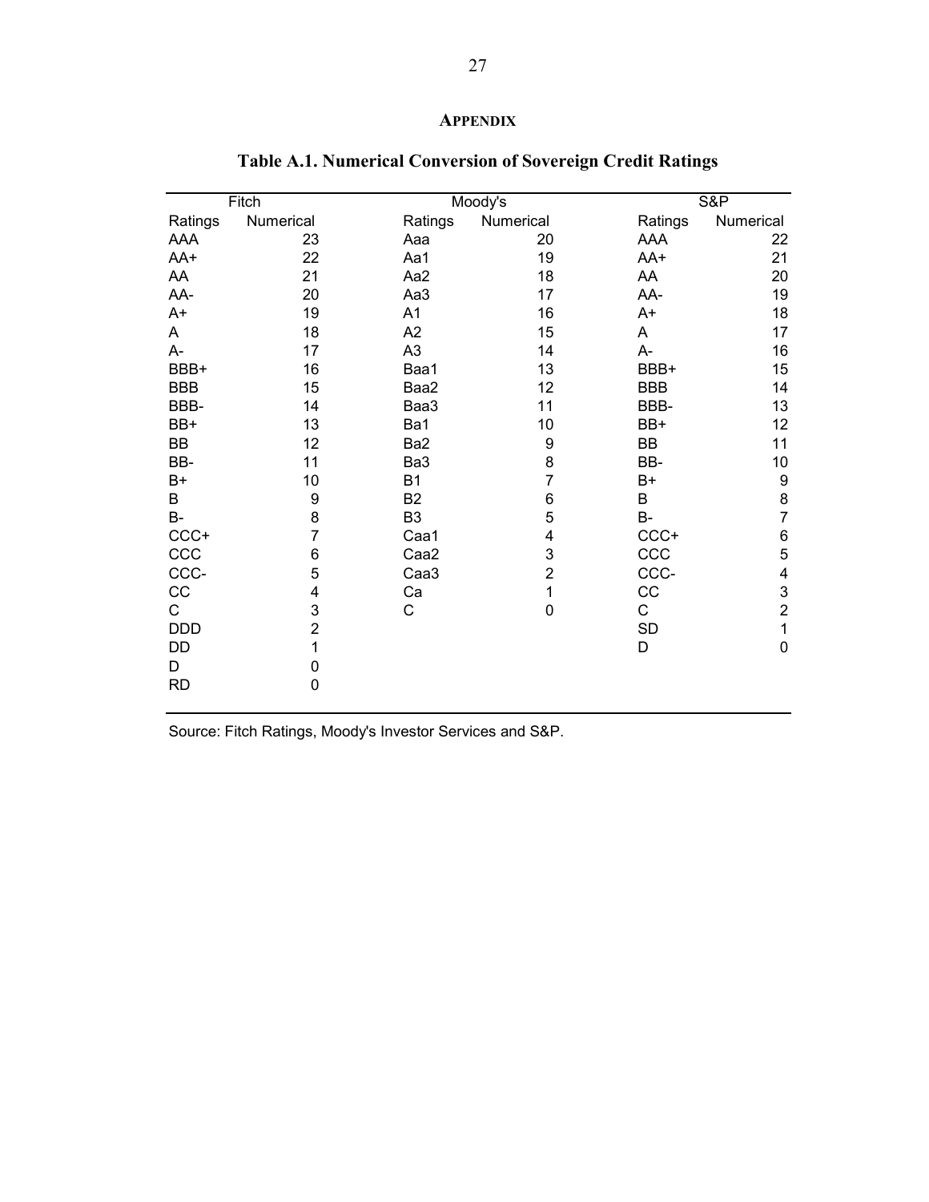# APPENDIX

## Table A.1. Numerical Conversion of Sovereign Credit Ratings

| Fitch | | Moody's | | S&P | |
|---|---|---|---|---|---|
| Ratings | Numerical | Ratings | Numerical | Ratings | Numerical |
| AAA | 23 | Aaa | 20 | AAA | 22 |
| AA+ | 22 | Aa1 | 19 | AA+ | 21 |
| AA | 21 | Aa2 | 18 | AA | 20 |
| AA- | 20 | Aa3 | 17 | AA- | 19 |
| A+ | 19 | A1 | 16 | A+ | 18 |
| A | 18 | A2 | 15 | A | 17 |
| A- | 17 | A3 | 14 | A- | 16 |
| BBB+ | 16 | Baa1 | 13 | BBB+ | 15 |
| BBB | 15 | Baa2 | 12 | BBB | 14 |
| BBB- | 14 | Baa3 | 11 | BBB- | 13 |
| BB+ | 13 | Ba1 | 10 | BB+ | 12 |
| BB | 12 | Ba2 | 9 | BB | 11 |
| BB- | 11 | Ba3 | 8 | BB- | 10 |
| B+ | 10 | B1 | 7 | B+ | 9 |
| B | 9 | B2 | 6 | B | 8 |
| B- | 8 | B3 | 5 | B- | 7 |
| CCC+ | 7 | Caa1 | 4 | CCC+ | 6 |
| CCC | 6 | Caa2 | 3 | CCC | 5 |
| CCC- | 5 | Caa3 | 2 | CCC- | 4 |
| CC | 4 | Ca | 1 | CC | 3 |
| C | 3 | C | 0 | C | 2 |
| DDD | 2 | | | SD | 1 |
| DD | 1 | | | D | 0 |
| D | 0 | | | | |
| RD | 0 | | | | |

Source: Fitch Ratings, Moody's Investor Services and S&P.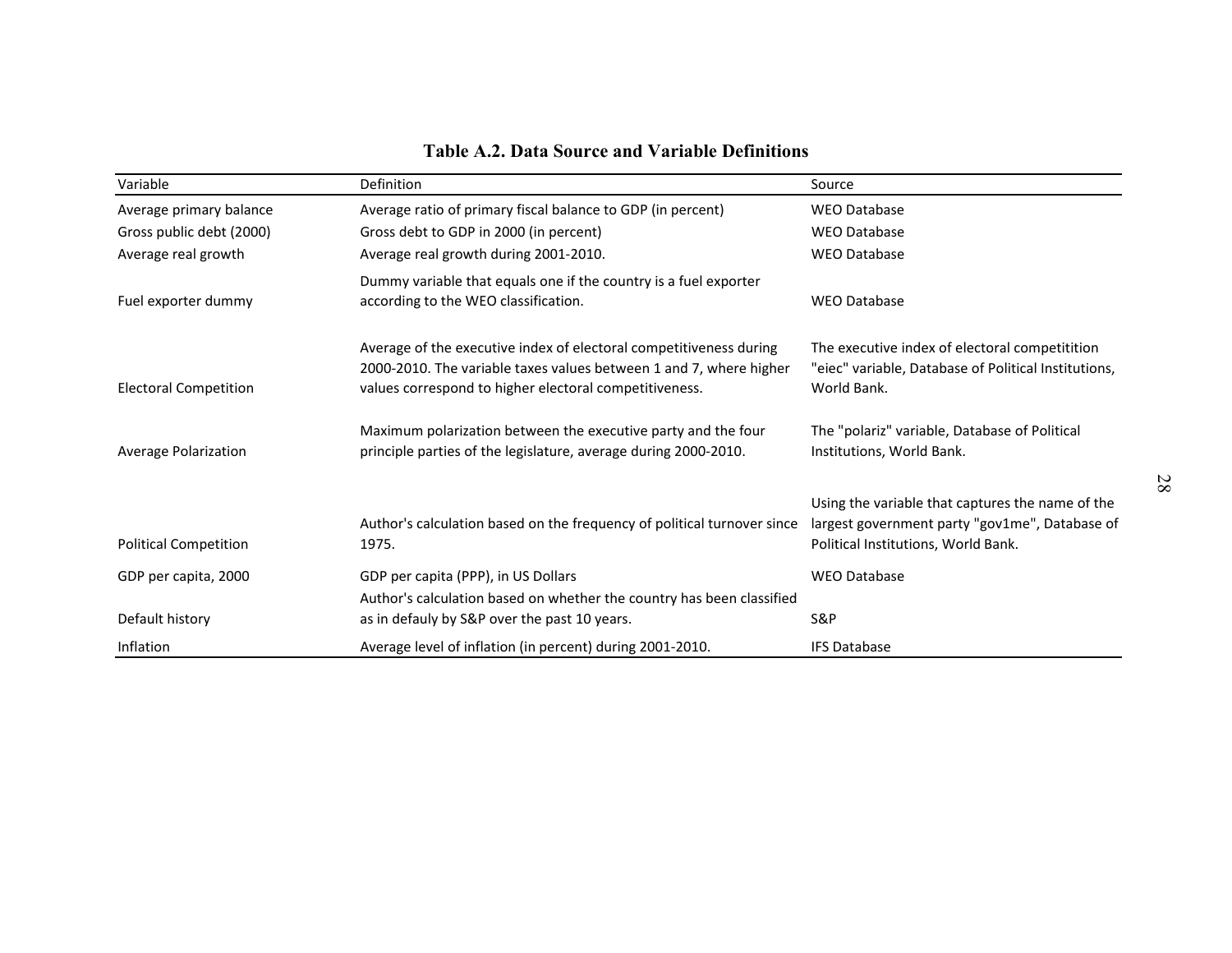**Table A.2. Data Source and Variable Definitions**

| Variable | Definition | Source |
|---|---|---|
| Average primary balance | Average ratio of primary fiscal balance to GDP (in percent) | WEO Database |
| Gross public debt (2000) | Gross debt to GDP in 2000 (in percent) | WEO Database |
| Average real growth | Average real growth during 2001-2010. | WEO Database |
| Fuel exporter dummy | Dummy variable that equals one if the country is a fuel exporter according to the WEO classification. | WEO Database |
| Electoral Competition | Average of the executive index of electoral competitiveness during 2000-2010. The variable taxes values between 1 and 7, where higher values correspond to higher electoral competitiveness. | The executive index of electoral competitition "eiec" variable, Database of Political Institutions, World Bank. |
| Average Polarization | Maximum polarization between the executive party and the four principle parties of the legislature, average during 2000-2010. | The "polariz" variable, Database of Political Institutions, World Bank. |
| Political Competition | Author's calculation based on the frequency of political turnover since 1975. | Using the variable that captures the name of the largest government party "gov1me", Database of Political Institutions, World Bank. |
| GDP per capita, 2000 | GDP per capita (PPP), in US Dollars | WEO Database |
| Default history | Author's calculation based on whether the country has been classified as in defauly by S&P over the past 10 years. | S&P |
| Inflation | Average level of inflation (in percent) during 2001-2010. | IFS Database |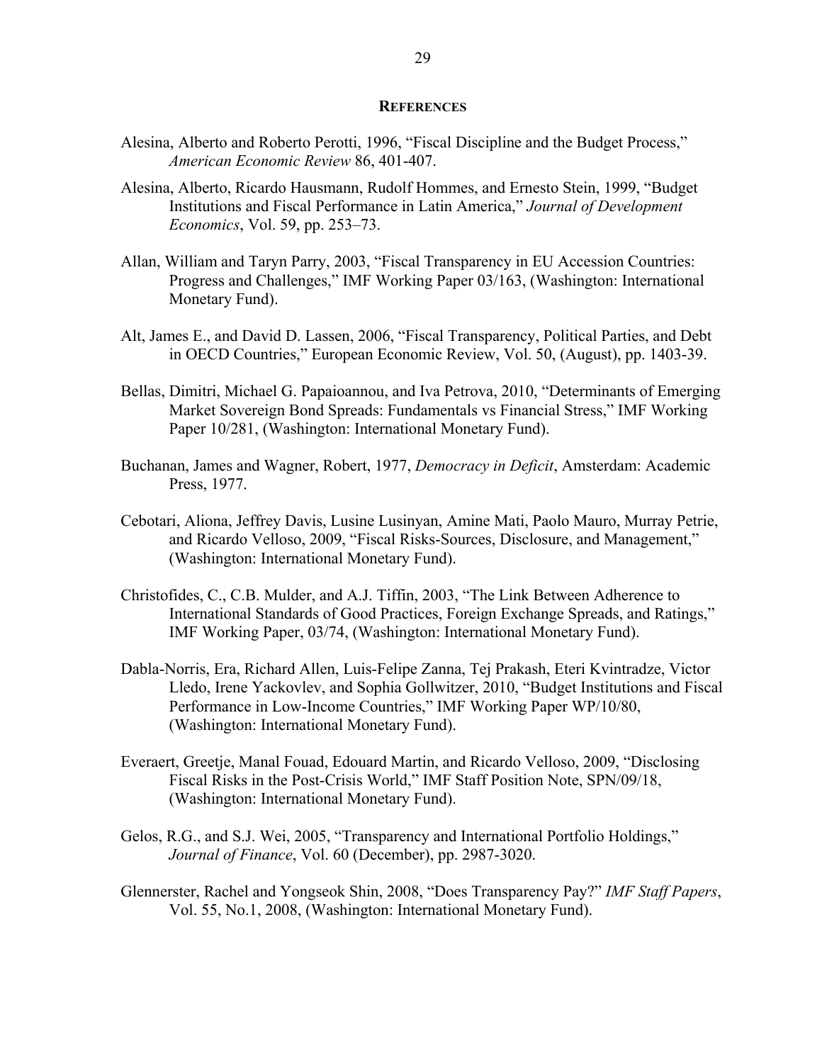## REFERENCES

Alesina, Alberto and Roberto Perotti, 1996, "Fiscal Discipline and the Budget Process," *American Economic Review* 86, 401-407.

Alesina, Alberto, Ricardo Hausmann, Rudolf Hommes, and Ernesto Stein, 1999, "Budget Institutions and Fiscal Performance in Latin America," *Journal of Development Economics*, Vol. 59, pp. 253–73.

Allan, William and Taryn Parry, 2003, "Fiscal Transparency in EU Accession Countries: Progress and Challenges," IMF Working Paper 03/163, (Washington: International Monetary Fund).

Alt, James E., and David D. Lassen, 2006, "Fiscal Transparency, Political Parties, and Debt in OECD Countries," European Economic Review, Vol. 50, (August), pp. 1403-39.

Bellas, Dimitri, Michael G. Papaioannou, and Iva Petrova, 2010, "Determinants of Emerging Market Sovereign Bond Spreads: Fundamentals vs Financial Stress," IMF Working Paper 10/281, (Washington: International Monetary Fund).

Buchanan, James and Wagner, Robert, 1977, *Democracy in Deficit*, Amsterdam: Academic Press, 1977.

Cebotari, Aliona, Jeffrey Davis, Lusine Lusinyan, Amine Mati, Paolo Mauro, Murray Petrie, and Ricardo Velloso, 2009, "Fiscal Risks-Sources, Disclosure, and Management," (Washington: International Monetary Fund).

Christofides, C., C.B. Mulder, and A.J. Tiffin, 2003, "The Link Between Adherence to International Standards of Good Practices, Foreign Exchange Spreads, and Ratings," IMF Working Paper, 03/74, (Washington: International Monetary Fund).

Dabla-Norris, Era, Richard Allen, Luis-Felipe Zanna, Tej Prakash, Eteri Kvintradze, Victor Lledo, Irene Yackovlev, and Sophia Gollwitzer, 2010, "Budget Institutions and Fiscal Performance in Low-Income Countries," IMF Working Paper WP/10/80, (Washington: International Monetary Fund).

Everaert, Greetje, Manal Fouad, Edouard Martin, and Ricardo Velloso, 2009, "Disclosing Fiscal Risks in the Post-Crisis World," IMF Staff Position Note, SPN/09/18, (Washington: International Monetary Fund).

Gelos, R.G., and S.J. Wei, 2005, "Transparency and International Portfolio Holdings," *Journal of Finance*, Vol. 60 (December), pp. 2987-3020.

Glennerster, Rachel and Yongseok Shin, 2008, "Does Transparency Pay?" *IMF Staff Papers*, Vol. 55, No.1, 2008, (Washington: International Monetary Fund).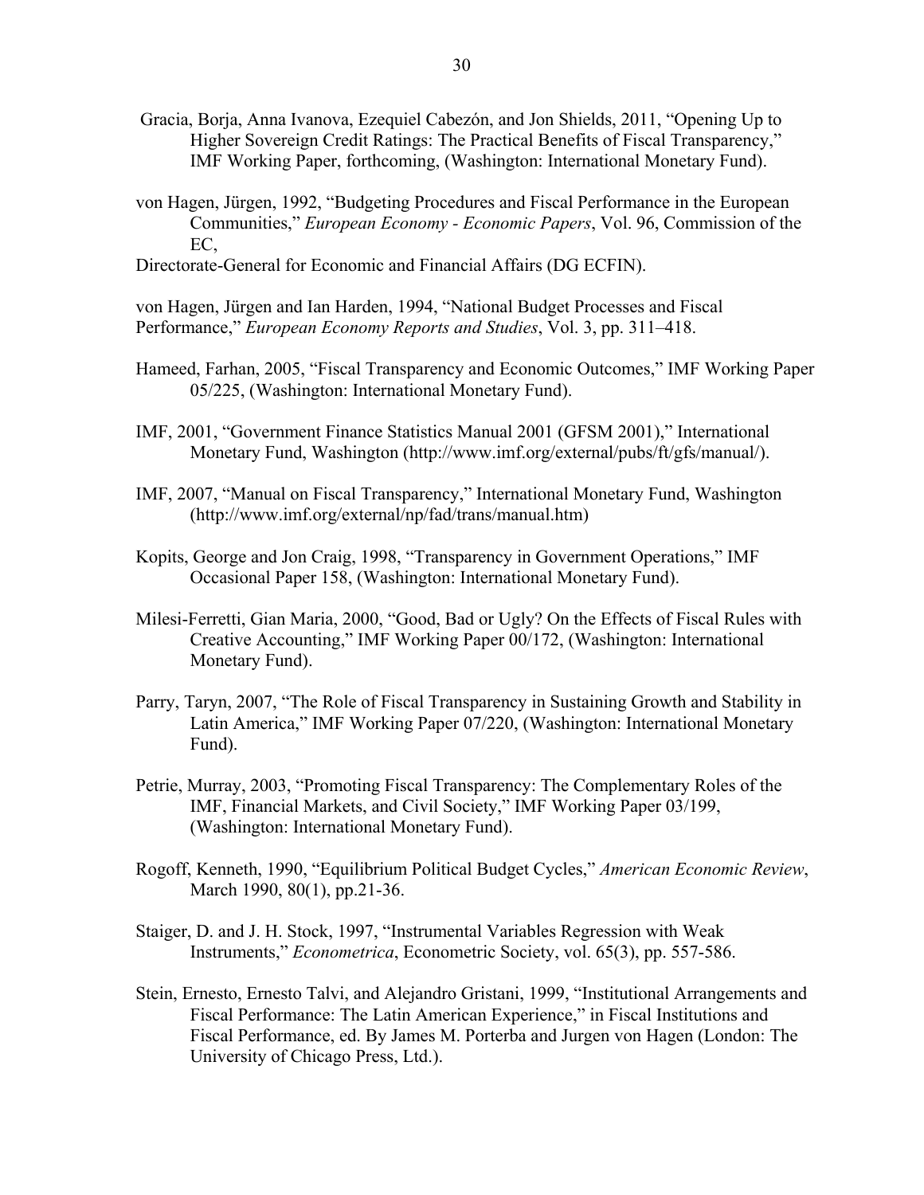Gracia, Borja, Anna Ivanova, Ezequiel Cabezón, and Jon Shields, 2011, "Opening Up to Higher Sovereign Credit Ratings: The Practical Benefits of Fiscal Transparency," IMF Working Paper, forthcoming, (Washington: International Monetary Fund).

von Hagen, Jürgen, 1992, "Budgeting Procedures and Fiscal Performance in the European Communities," *European Economy - Economic Papers*, Vol. 96, Commission of the EC,
Directorate-General for Economic and Financial Affairs (DG ECFIN).

von Hagen, Jürgen and Ian Harden, 1994, "National Budget Processes and Fiscal Performance," *European Economy Reports and Studies*, Vol. 3, pp. 311–418.

Hameed, Farhan, 2005, "Fiscal Transparency and Economic Outcomes," IMF Working Paper 05/225, (Washington: International Monetary Fund).

IMF, 2001, "Government Finance Statistics Manual 2001 (GFSM 2001)," International Monetary Fund, Washington (http://www.imf.org/external/pubs/ft/gfs/manual/).

IMF, 2007, "Manual on Fiscal Transparency," International Monetary Fund, Washington (http://www.imf.org/external/np/fad/trans/manual.htm)

Kopits, George and Jon Craig, 1998, "Transparency in Government Operations," IMF Occasional Paper 158, (Washington: International Monetary Fund).

Milesi-Ferretti, Gian Maria, 2000, "Good, Bad or Ugly? On the Effects of Fiscal Rules with Creative Accounting," IMF Working Paper 00/172, (Washington: International Monetary Fund).

Parry, Taryn, 2007, "The Role of Fiscal Transparency in Sustaining Growth and Stability in Latin America," IMF Working Paper 07/220, (Washington: International Monetary Fund).

Petrie, Murray, 2003, "Promoting Fiscal Transparency: The Complementary Roles of the IMF, Financial Markets, and Civil Society," IMF Working Paper 03/199, (Washington: International Monetary Fund).

Rogoff, Kenneth, 1990, "Equilibrium Political Budget Cycles," *American Economic Review*, March 1990, 80(1), pp.21-36.

Staiger, D. and J. H. Stock, 1997, "Instrumental Variables Regression with Weak Instruments," *Econometrica*, Econometric Society, vol. 65(3), pp. 557-586.

Stein, Ernesto, Ernesto Talvi, and Alejandro Gristani, 1999, "Institutional Arrangements and Fiscal Performance: The Latin American Experience," in Fiscal Institutions and Fiscal Performance, ed. By James M. Porterba and Jurgen von Hagen (London: The University of Chicago Press, Ltd.).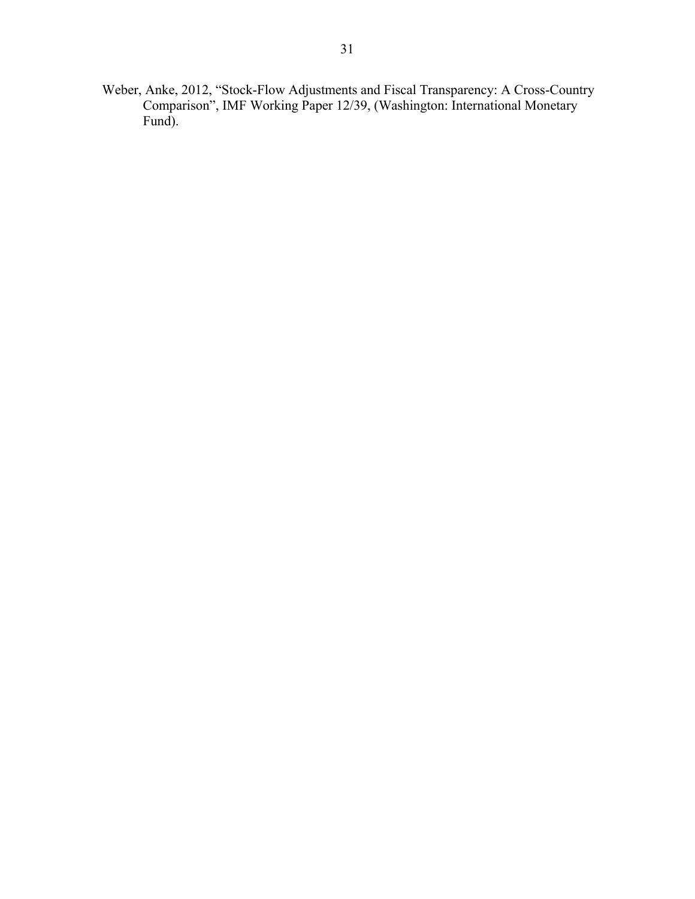Weber, Anke, 2012, “Stock-Flow Adjustments and Fiscal Transparency: A Cross-Country Comparison”, IMF Working Paper 12/39, (Washington: International Monetary Fund).